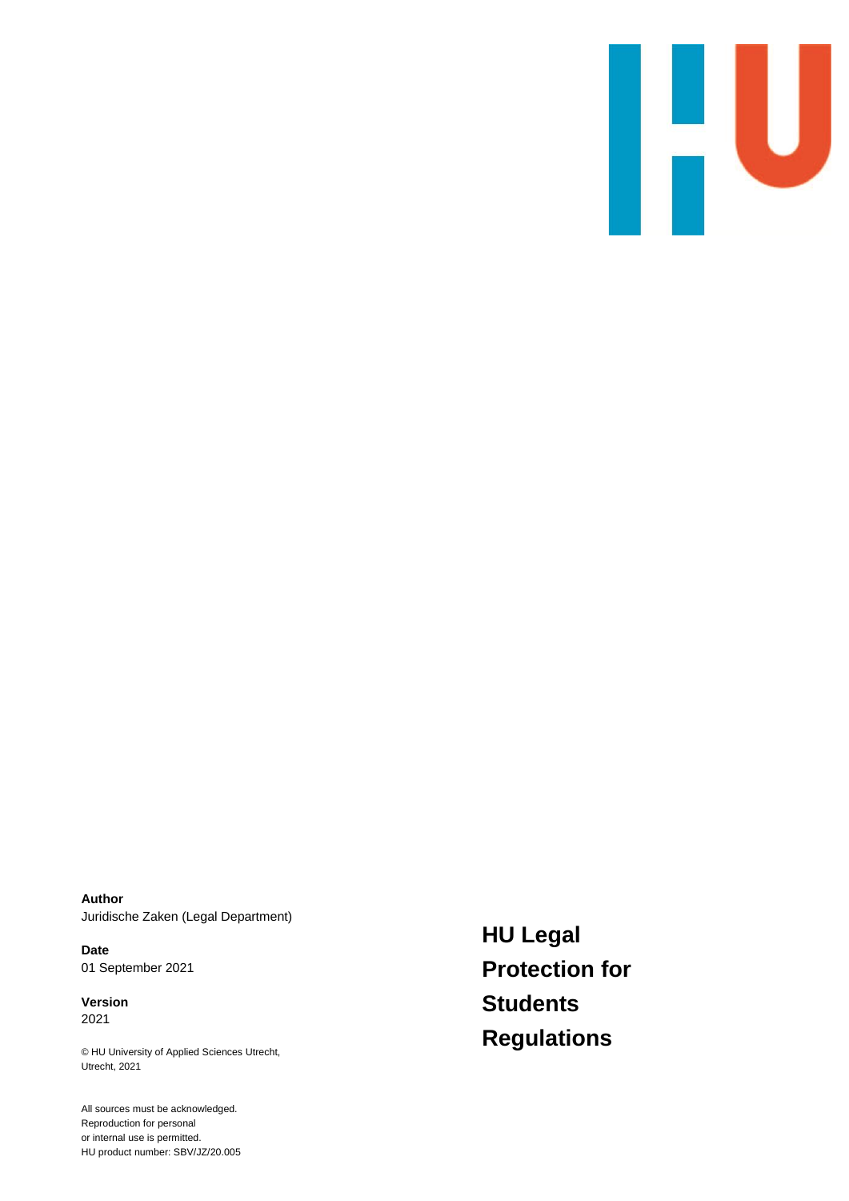# HU Legal Protection for Students Regulations

**Author**
Juridische Zaken (Legal Department)

**Date**
01 September 2021

**Version**
2021

© HU University of Applied Sciences Utrecht, Utrecht, 2021

All sources must be acknowledged.
Reproduction for personal
or internal use is permitted.
HU product number: SBV/JZ/20.005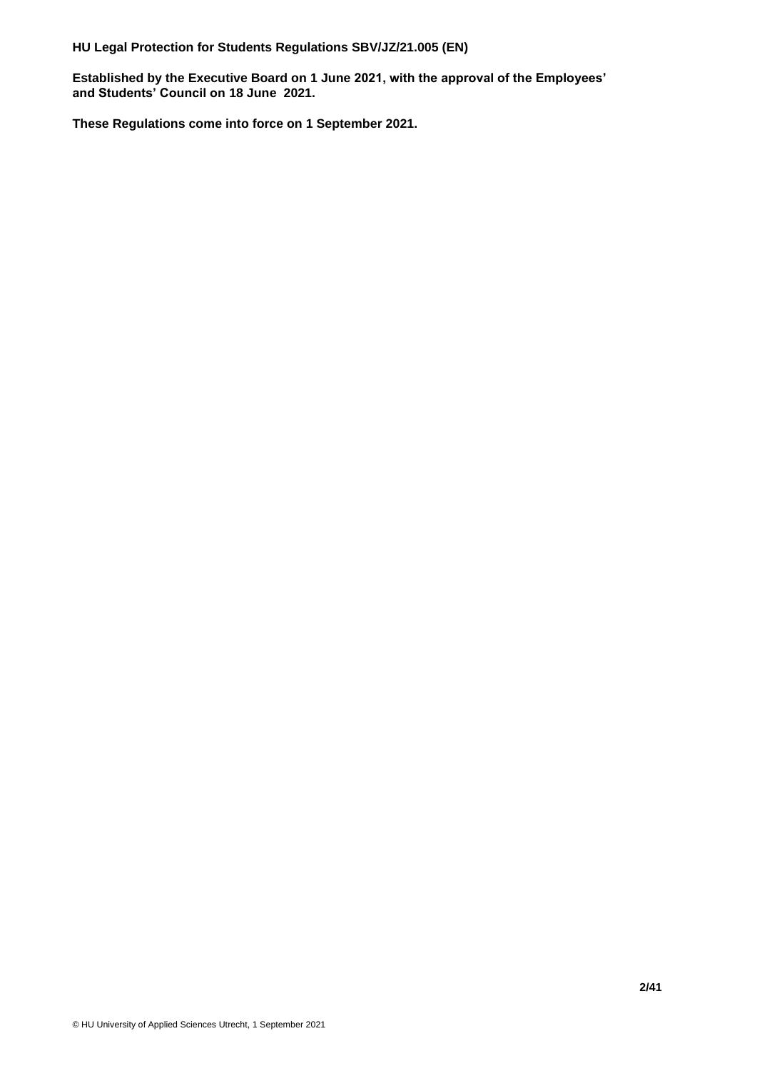**HU Legal Protection for Students Regulations SBV/JZ/21.005 (EN)**

**Established by the Executive Board on 1 June 2021, with the approval of the Employees' and Students' Council on 18 June 2021.**

**These Regulations come into force on 1 September 2021.**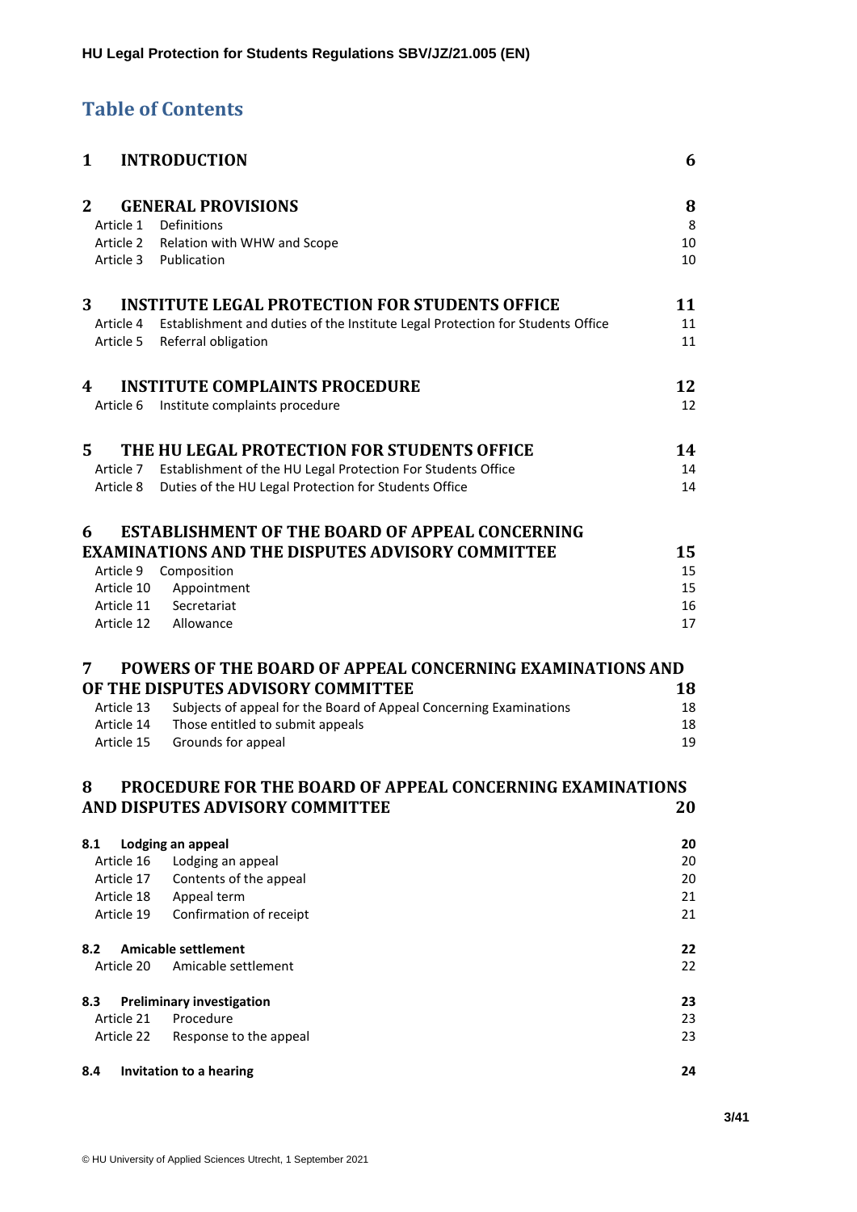# Table of Contents

| | | |
|---|---|---|
| **1** | **INTRODUCTION** | **6** |
| **2** | **GENERAL PROVISIONS** | **8** |
| Article 1 | Definitions | 8 |
| Article 2 | Relation with WHW and Scope | 10 |
| Article 3 | Publication | 10 |
| **3** | **INSTITUTE LEGAL PROTECTION FOR STUDENTS OFFICE** | **11** |
| Article 4 | Establishment and duties of the Institute Legal Protection for Students Office | 11 |
| Article 5 | Referral obligation | 11 |
| **4** | **INSTITUTE COMPLAINTS PROCEDURE** | **12** |
| Article 6 | Institute complaints procedure | 12 |
| **5** | **THE HU LEGAL PROTECTION FOR STUDENTS OFFICE** | **14** |
| Article 7 | Establishment of the HU Legal Protection For Students Office | 14 |
| Article 8 | Duties of the HU Legal Protection for Students Office | 14 |
| **6** | **ESTABLISHMENT OF THE BOARD OF APPEAL CONCERNING EXAMINATIONS AND THE DISPUTES ADVISORY COMMITTEE** | **15** |
| Article 9 | Composition | 15 |
| Article 10 | Appointment | 15 |
| Article 11 | Secretariat | 16 |
| Article 12 | Allowance | 17 |
| **7** | **POWERS OF THE BOARD OF APPEAL CONCERNING EXAMINATIONS AND OF THE DISPUTES ADVISORY COMMITTEE** | **18** |
| Article 13 | Subjects of appeal for the Board of Appeal Concerning Examinations | 18 |
| Article 14 | Those entitled to submit appeals | 18 |
| Article 15 | Grounds for appeal | 19 |
| **8** | **PROCEDURE FOR THE BOARD OF APPEAL CONCERNING EXAMINATIONS AND DISPUTES ADVISORY COMMITTEE** | **20** |
| **8.1** | **Lodging an appeal** | **20** |
| Article 16 | Lodging an appeal | 20 |
| Article 17 | Contents of the appeal | 20 |
| Article 18 | Appeal term | 21 |
| Article 19 | Confirmation of receipt | 21 |
| **8.2** | **Amicable settlement** | **22** |
| Article 20 | Amicable settlement | 22 |
| **8.3** | **Preliminary investigation** | **23** |
| Article 21 | Procedure | 23 |
| Article 22 | Response to the appeal | 23 |
| **8.4** | **Invitation to a hearing** | **24** |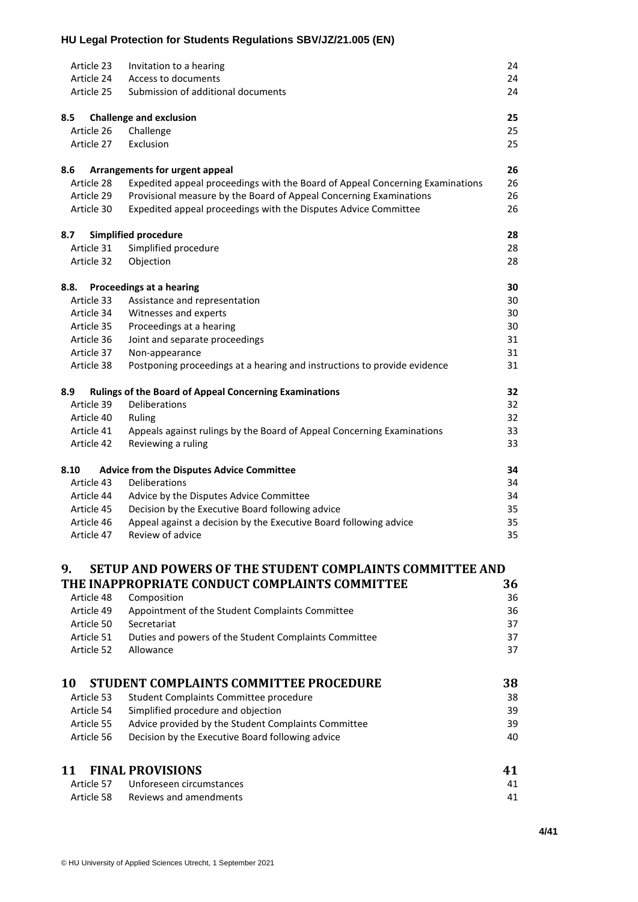| | | |
|---|---|---|
| Article 23 | Invitation to a hearing | 24 |
| Article 24 | Access to documents | 24 |
| Article 25 | Submission of additional documents | 24 |
| **8.5** | **Challenge and exclusion** | **25** |
| Article 26 | Challenge | 25 |
| Article 27 | Exclusion | 25 |
| **8.6** | **Arrangements for urgent appeal** | **26** |
| Article 28 | Expedited appeal proceedings with the Board of Appeal Concerning Examinations | 26 |
| Article 29 | Provisional measure by the Board of Appeal Concerning Examinations | 26 |
| Article 30 | Expedited appeal proceedings with the Disputes Advice Committee | 26 |
| **8.7** | **Simplified procedure** | **28** |
| Article 31 | Simplified procedure | 28 |
| Article 32 | Objection | 28 |
| **8.8.** | **Proceedings at a hearing** | **30** |
| Article 33 | Assistance and representation | 30 |
| Article 34 | Witnesses and experts | 30 |
| Article 35 | Proceedings at a hearing | 30 |
| Article 36 | Joint and separate proceedings | 31 |
| Article 37 | Non-appearance | 31 |
| Article 38 | Postponing proceedings at a hearing and instructions to provide evidence | 31 |
| **8.9** | **Rulings of the Board of Appeal Concerning Examinations** | **32** |
| Article 39 | Deliberations | 32 |
| Article 40 | Ruling | 32 |
| Article 41 | Appeals against rulings by the Board of Appeal Concerning Examinations | 33 |
| Article 42 | Reviewing a ruling | 33 |
| **8.10** | **Advice from the Disputes Advice Committee** | **34** |
| Article 43 | Deliberations | 34 |
| Article 44 | Advice by the Disputes Advice Committee | 34 |
| Article 45 | Decision by the Executive Board following advice | 35 |
| Article 46 | Appeal against a decision by the Executive Board following advice | 35 |
| Article 47 | Review of advice | 35 |
| **9.** | **SETUP AND POWERS OF THE STUDENT COMPLAINTS COMMITTEE AND THE INAPPROPRIATE CONDUCT COMPLAINTS COMMITTEE** | **36** |
| Article 48 | Composition | 36 |
| Article 49 | Appointment of the Student Complaints Committee | 36 |
| Article 50 | Secretariat | 37 |
| Article 51 | Duties and powers of the Student Complaints Committee | 37 |
| Article 52 | Allowance | 37 |
| **10** | **STUDENT COMPLAINTS COMMITTEE PROCEDURE** | **38** |
| Article 53 | Student Complaints Committee procedure | 38 |
| Article 54 | Simplified procedure and objection | 39 |
| Article 55 | Advice provided by the Student Complaints Committee | 39 |
| Article 56 | Decision by the Executive Board following advice | 40 |
| **11** | **FINAL PROVISIONS** | **41** |
| Article 57 | Unforeseen circumstances | 41 |
| Article 58 | Reviews and amendments | 41 |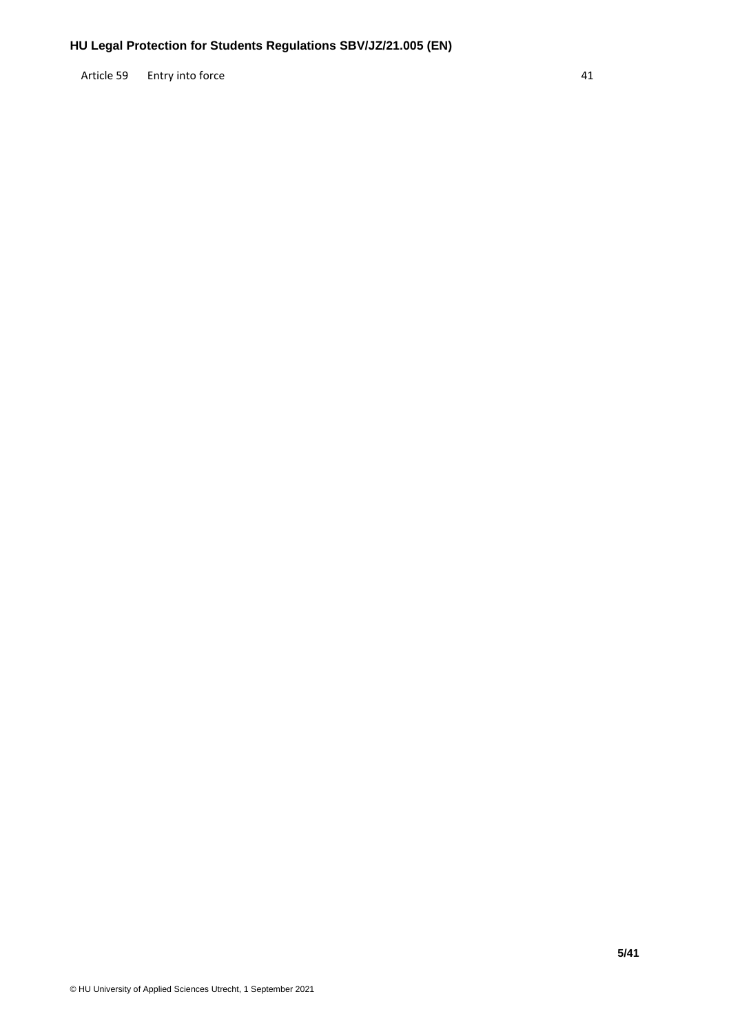Article 59 Entry into force 41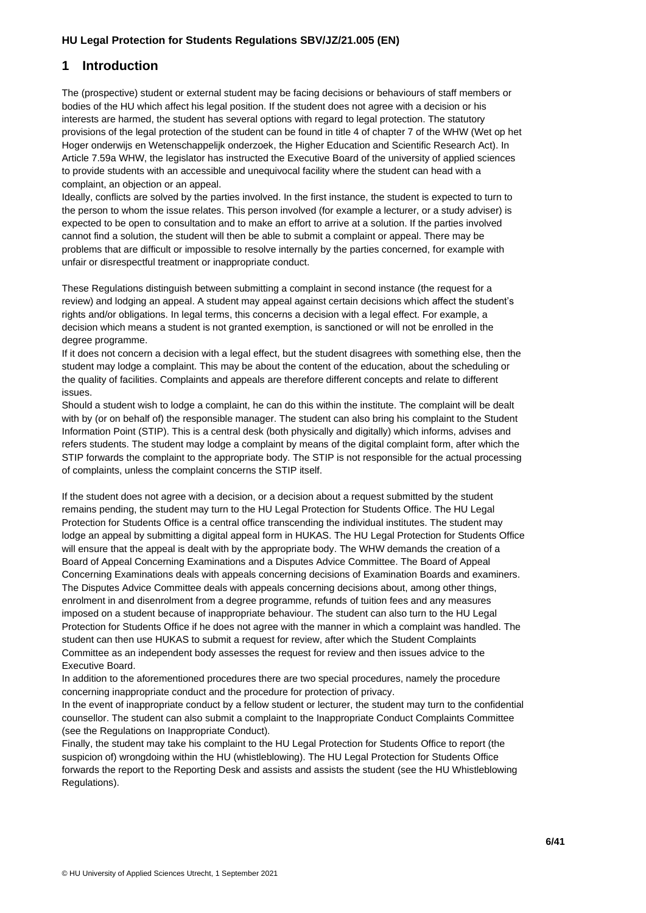# 1 Introduction

The (prospective) student or external student may be facing decisions or behaviours of staff members or bodies of the HU which affect his legal position. If the student does not agree with a decision or his interests are harmed, the student has several options with regard to legal protection. The statutory provisions of the legal protection of the student can be found in title 4 of chapter 7 of the WHW (Wet op het Hoger onderwijs en Wetenschappelijk onderzoek, the Higher Education and Scientific Research Act). In Article 7.59a WHW, the legislator has instructed the Executive Board of the university of applied sciences to provide students with an accessible and unequivocal facility where the student can head with a complaint, an objection or an appeal.

Ideally, conflicts are solved by the parties involved. In the first instance, the student is expected to turn to the person to whom the issue relates. This person involved (for example a lecturer, or a study adviser) is expected to be open to consultation and to make an effort to arrive at a solution. If the parties involved cannot find a solution, the student will then be able to submit a complaint or appeal. There may be problems that are difficult or impossible to resolve internally by the parties concerned, for example with unfair or disrespectful treatment or inappropriate conduct.

These Regulations distinguish between submitting a complaint in second instance (the request for a review) and lodging an appeal. A student may appeal against certain decisions which affect the student's rights and/or obligations. In legal terms, this concerns a decision with a legal effect. For example, a decision which means a student is not granted exemption, is sanctioned or will not be enrolled in the degree programme.

If it does not concern a decision with a legal effect, but the student disagrees with something else, then the student may lodge a complaint. This may be about the content of the education, about the scheduling or the quality of facilities. Complaints and appeals are therefore different concepts and relate to different issues.

Should a student wish to lodge a complaint, he can do this within the institute. The complaint will be dealt with by (or on behalf of) the responsible manager. The student can also bring his complaint to the Student Information Point (STIP). This is a central desk (both physically and digitally) which informs, advises and refers students. The student may lodge a complaint by means of the digital complaint form, after which the STIP forwards the complaint to the appropriate body. The STIP is not responsible for the actual processing of complaints, unless the complaint concerns the STIP itself.

If the student does not agree with a decision, or a decision about a request submitted by the student remains pending, the student may turn to the HU Legal Protection for Students Office. The HU Legal Protection for Students Office is a central office transcending the individual institutes. The student may lodge an appeal by submitting a digital appeal form in HUKAS. The HU Legal Protection for Students Office will ensure that the appeal is dealt with by the appropriate body. The WHW demands the creation of a Board of Appeal Concerning Examinations and a Disputes Advice Committee. The Board of Appeal Concerning Examinations deals with appeals concerning decisions of Examination Boards and examiners. The Disputes Advice Committee deals with appeals concerning decisions about, among other things, enrolment in and disenrolment from a degree programme, refunds of tuition fees and any measures imposed on a student because of inappropriate behaviour. The student can also turn to the HU Legal Protection for Students Office if he does not agree with the manner in which a complaint was handled. The student can then use HUKAS to submit a request for review, after which the Student Complaints Committee as an independent body assesses the request for review and then issues advice to the Executive Board.

In addition to the aforementioned procedures there are two special procedures, namely the procedure concerning inappropriate conduct and the procedure for protection of privacy.

In the event of inappropriate conduct by a fellow student or lecturer, the student may turn to the confidential counsellor. The student can also submit a complaint to the Inappropriate Conduct Complaints Committee (see the Regulations on Inappropriate Conduct).

Finally, the student may take his complaint to the HU Legal Protection for Students Office to report (the suspicion of) wrongdoing within the HU (whistleblowing). The HU Legal Protection for Students Office forwards the report to the Reporting Desk and assists and assists the student (see the HU Whistleblowing Regulations).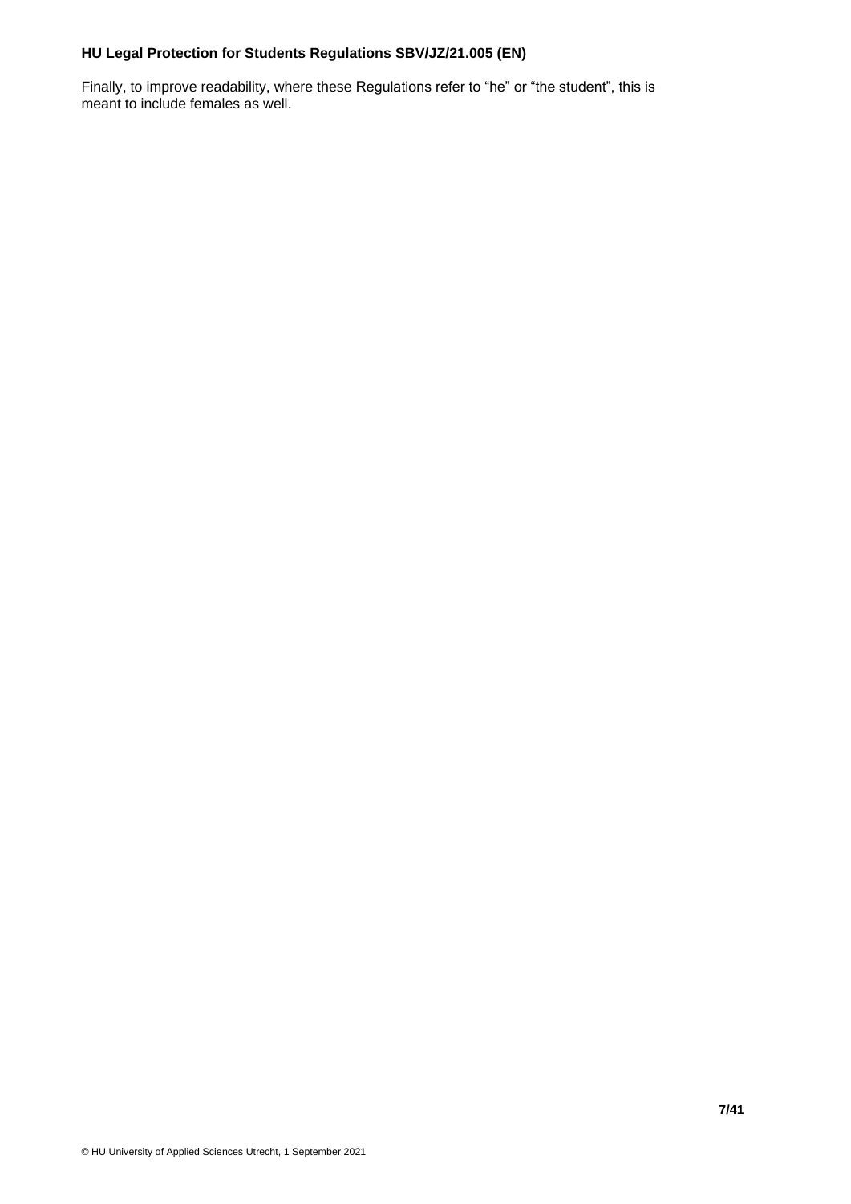Finally, to improve readability, where these Regulations refer to “he” or “the student”, this is meant to include females as well.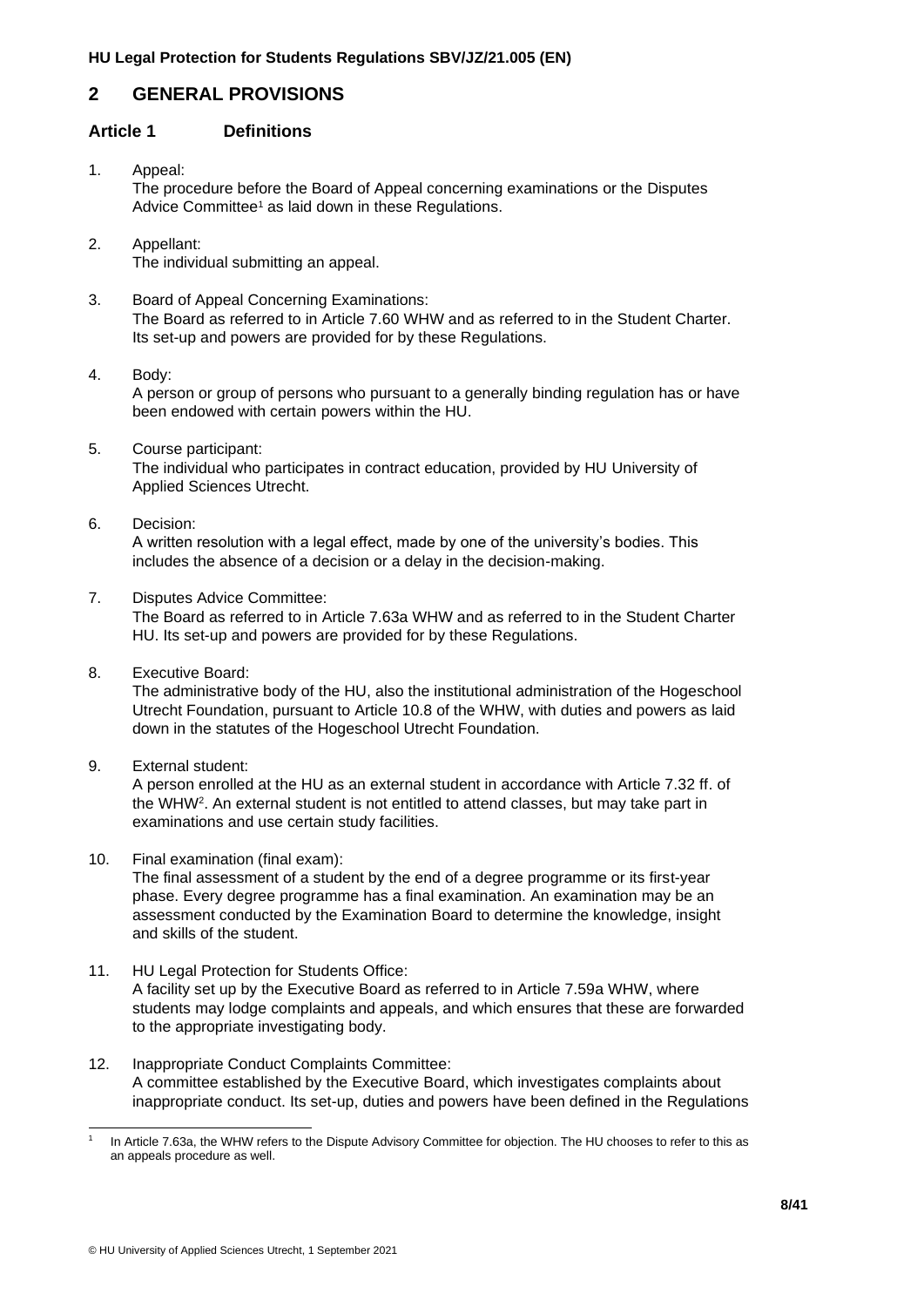# 2 GENERAL PROVISIONS

## Article 1 Definitions

1. Appeal:
   The procedure before the Board of Appeal concerning examinations or the Disputes Advice Committee[1] as laid down in these Regulations.

2. Appellant:
   The individual submitting an appeal.

3. Board of Appeal Concerning Examinations:
   The Board as referred to in Article 7.60 WHW and as referred to in the Student Charter. Its set-up and powers are provided for by these Regulations.

4. Body:
   A person or group of persons who pursuant to a generally binding regulation has or have been endowed with certain powers within the HU.

5. Course participant:
   The individual who participates in contract education, provided by HU University of Applied Sciences Utrecht.

6. Decision:
   A written resolution with a legal effect, made by one of the university's bodies. This includes the absence of a decision or a delay in the decision-making.

7. Disputes Advice Committee:
   The Board as referred to in Article 7.63a WHW and as referred to in the Student Charter HU. Its set-up and powers are provided for by these Regulations.

8. Executive Board:
   The administrative body of the HU, also the institutional administration of the Hogeschool Utrecht Foundation, pursuant to Article 10.8 of the WHW, with duties and powers as laid down in the statutes of the Hogeschool Utrecht Foundation.

9. External student:
   A person enrolled at the HU as an external student in accordance with Article 7.32 ff. of the WHW[2]. An external student is not entitled to attend classes, but may take part in examinations and use certain study facilities.

10. Final examination (final exam):
    The final assessment of a student by the end of a degree programme or its first-year phase. Every degree programme has a final examination. An examination may be an assessment conducted by the Examination Board to determine the knowledge, insight and skills of the student.

11. HU Legal Protection for Students Office:
    A facility set up by the Executive Board as referred to in Article 7.59a WHW, where students may lodge complaints and appeals, and which ensures that these are forwarded to the appropriate investigating body.

12. Inappropriate Conduct Complaints Committee:
    A committee established by the Executive Board, which investigates complaints about inappropriate conduct. Its set-up, duties and powers have been defined in the Regulations

---

[1] In Article 7.63a, the WHW refers to the Dispute Advisory Committee for objection. The HU chooses to refer to this as an appeals procedure as well.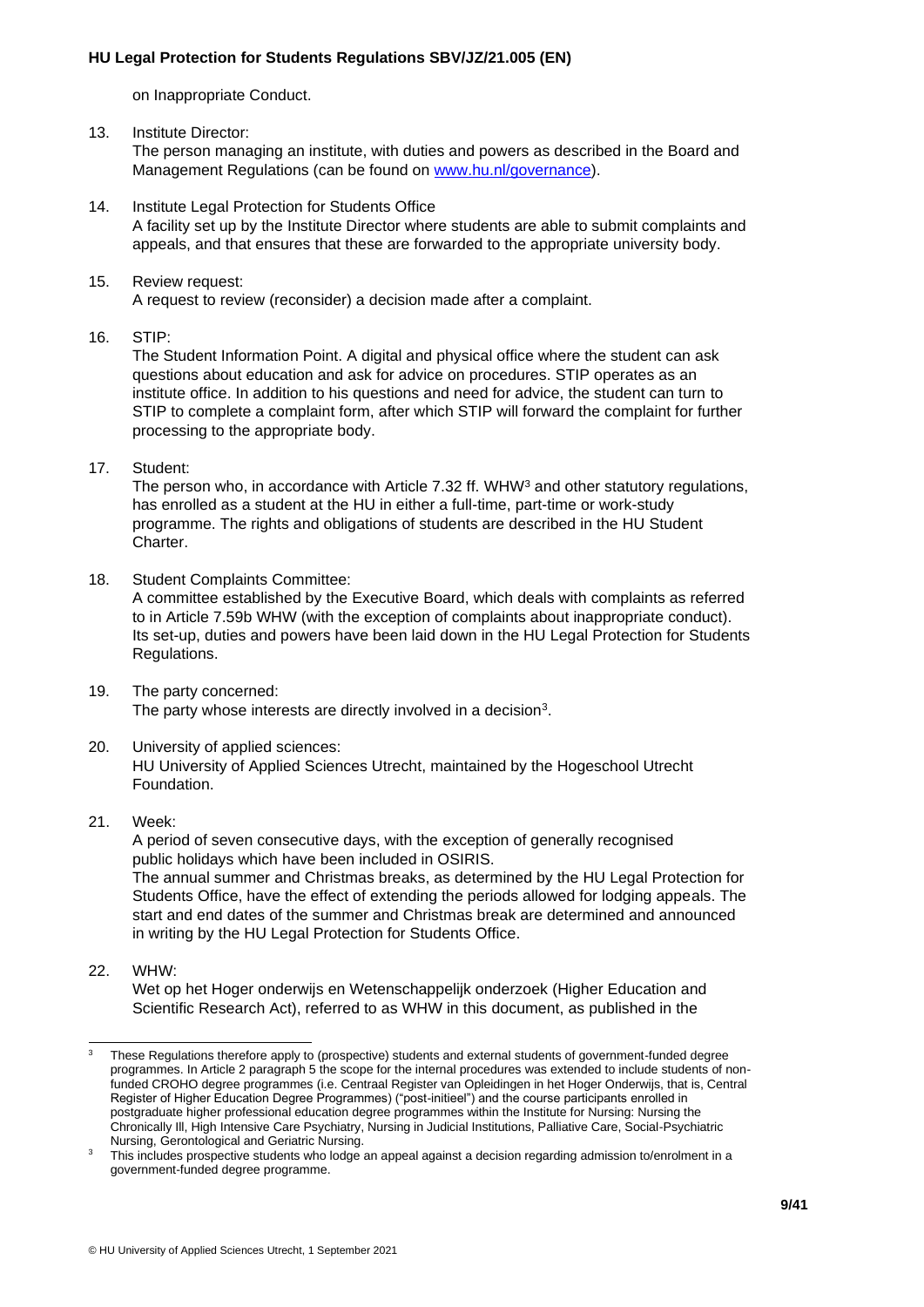on Inappropriate Conduct.

13. Institute Director:
    The person managing an institute, with duties and powers as described in the Board and Management Regulations (can be found on www.hu.nl/governance).

14. Institute Legal Protection for Students Office
    A facility set up by the Institute Director where students are able to submit complaints and appeals, and that ensures that these are forwarded to the appropriate university body.

15. Review request:
    A request to review (reconsider) a decision made after a complaint.

16. STIP:
    The Student Information Point. A digital and physical office where the student can ask questions about education and ask for advice on procedures. STIP operates as an institute office. In addition to his questions and need for advice, the student can turn to STIP to complete a complaint form, after which STIP will forward the complaint for further processing to the appropriate body.

17. Student:
    The person who, in accordance with Article 7.32 ff. WHW[3] and other statutory regulations, has enrolled as a student at the HU in either a full-time, part-time or work-study programme. The rights and obligations of students are described in the HU Student Charter.

18. Student Complaints Committee:
    A committee established by the Executive Board, which deals with complaints as referred to in Article 7.59b WHW (with the exception of complaints about inappropriate conduct). Its set-up, duties and powers have been laid down in the HU Legal Protection for Students Regulations.

19. The party concerned:
    The party whose interests are directly involved in a decision[3].

20. University of applied sciences:
    HU University of Applied Sciences Utrecht, maintained by the Hogeschool Utrecht Foundation.

21. Week:
    A period of seven consecutive days, with the exception of generally recognised public holidays which have been included in OSIRIS.
    The annual summer and Christmas breaks, as determined by the HU Legal Protection for Students Office, have the effect of extending the periods allowed for lodging appeals. The start and end dates of the summer and Christmas break are determined and announced in writing by the HU Legal Protection for Students Office.

22. WHW:
    Wet op het Hoger onderwijs en Wetenschappelijk onderzoek (Higher Education and Scientific Research Act), referred to as WHW in this document, as published in the

---

[3] These Regulations therefore apply to (prospective) students and external students of government-funded degree programmes. In Article 2 paragraph 5 the scope for the internal procedures was extended to include students of non-funded CROHO degree programmes (i.e. Centraal Register van Opleidingen in het Hoger Onderwijs, that is, Central Register of Higher Education Degree Programmes) ("post-initieel") and the course participants enrolled in postgraduate higher professional education degree programmes within the Institute for Nursing: Nursing the Chronically Ill, High Intensive Care Psychiatry, Nursing in Judicial Institutions, Palliative Care, Social-Psychiatric Nursing, Gerontological and Geriatric Nursing.

[3] This includes prospective students who lodge an appeal against a decision regarding admission to/enrolment in a government-funded degree programme.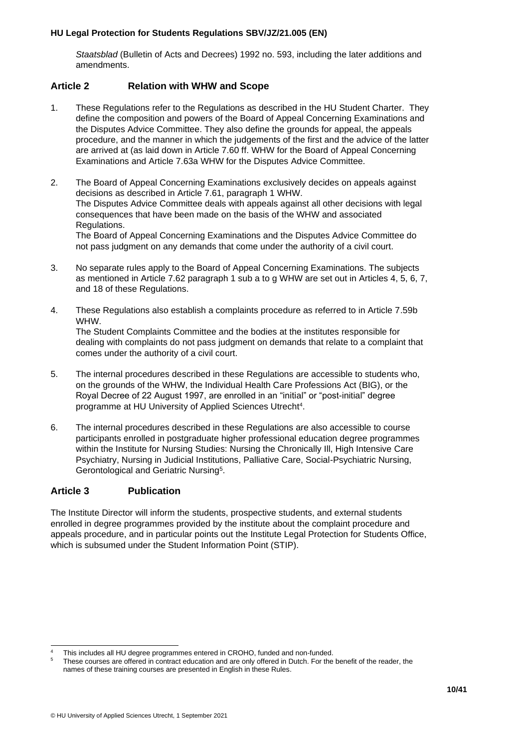*Staatsblad* (Bulletin of Acts and Decrees) 1992 no. 593, including the later additions and amendments.

## Article 2 Relation with WHW and Scope

1. These Regulations refer to the Regulations as described in the HU Student Charter. They define the composition and powers of the Board of Appeal Concerning Examinations and the Disputes Advice Committee. They also define the grounds for appeal, the appeals procedure, and the manner in which the judgements of the first and the advice of the latter are arrived at (as laid down in Article 7.60 ff. WHW for the Board of Appeal Concerning Examinations and Article 7.63a WHW for the Disputes Advice Committee.

2. The Board of Appeal Concerning Examinations exclusively decides on appeals against decisions as described in Article 7.61, paragraph 1 WHW.
   The Disputes Advice Committee deals with appeals against all other decisions with legal consequences that have been made on the basis of the WHW and associated Regulations.
   The Board of Appeal Concerning Examinations and the Disputes Advice Committee do not pass judgment on any demands that come under the authority of a civil court.

3. No separate rules apply to the Board of Appeal Concerning Examinations. The subjects as mentioned in Article 7.62 paragraph 1 sub a to g WHW are set out in Articles 4, 5, 6, 7, and 18 of these Regulations.

4. These Regulations also establish a complaints procedure as referred to in Article 7.59b WHW.
   The Student Complaints Committee and the bodies at the institutes responsible for dealing with complaints do not pass judgment on demands that relate to a complaint that comes under the authority of a civil court.

5. The internal procedures described in these Regulations are accessible to students who, on the grounds of the WHW, the Individual Health Care Professions Act (BIG), or the Royal Decree of 22 August 1997, are enrolled in an "initial" or "post-initial" degree programme at HU University of Applied Sciences Utrecht[4].

6. The internal procedures described in these Regulations are also accessible to course participants enrolled in postgraduate higher professional education degree programmes within the Institute for Nursing Studies: Nursing the Chronically Ill, High Intensive Care Psychiatry, Nursing in Judicial Institutions, Palliative Care, Social-Psychiatric Nursing, Gerontological and Geriatric Nursing[5].

## Article 3 Publication

The Institute Director will inform the students, prospective students, and external students enrolled in degree programmes provided by the institute about the complaint procedure and appeals procedure, and in particular points out the Institute Legal Protection for Students Office, which is subsumed under the Student Information Point (STIP).

---

[4] This includes all HU degree programmes entered in CROHO, funded and non-funded.

[5] These courses are offered in contract education and are only offered in Dutch. For the benefit of the reader, the names of these training courses are presented in English in these Rules.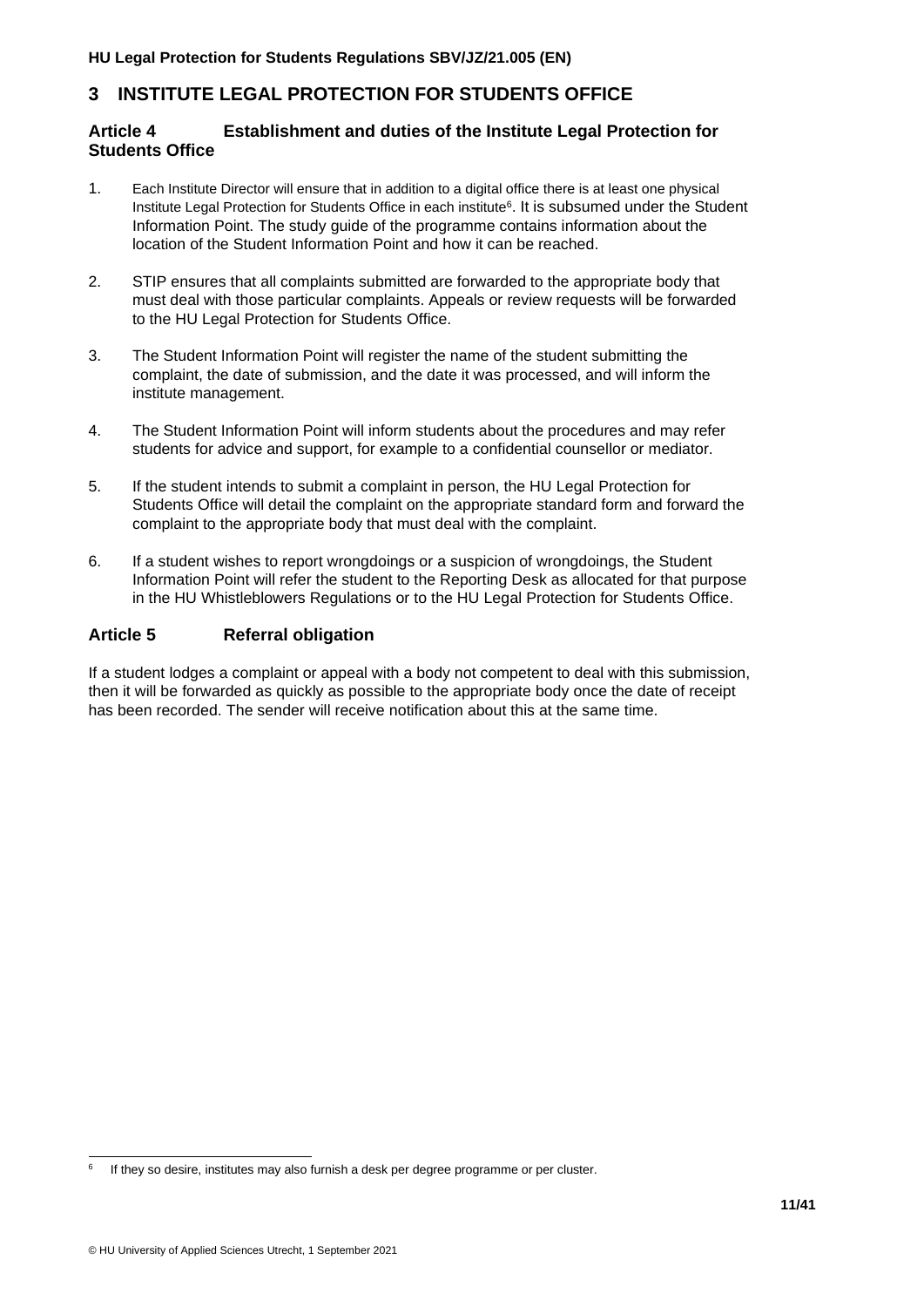## 3 INSTITUTE LEGAL PROTECTION FOR STUDENTS OFFICE

### Article 4 Establishment and duties of the Institute Legal Protection for Students Office

1. Each Institute Director will ensure that in addition to a digital office there is at least one physical Institute Legal Protection for Students Office in each institute[6]. It is subsumed under the Student Information Point. The study guide of the programme contains information about the location of the Student Information Point and how it can be reached.

2. STIP ensures that all complaints submitted are forwarded to the appropriate body that must deal with those particular complaints. Appeals or review requests will be forwarded to the HU Legal Protection for Students Office.

3. The Student Information Point will register the name of the student submitting the complaint, the date of submission, and the date it was processed, and will inform the institute management.

4. The Student Information Point will inform students about the procedures and may refer students for advice and support, for example to a confidential counsellor or mediator.

5. If the student intends to submit a complaint in person, the HU Legal Protection for Students Office will detail the complaint on the appropriate standard form and forward the complaint to the appropriate body that must deal with the complaint.

6. If a student wishes to report wrongdoings or a suspicion of wrongdoings, the Student Information Point will refer the student to the Reporting Desk as allocated for that purpose in the HU Whistleblowers Regulations or to the HU Legal Protection for Students Office.

### Article 5 Referral obligation

If a student lodges a complaint or appeal with a body not competent to deal with this submission, then it will be forwarded as quickly as possible to the appropriate body once the date of receipt has been recorded. The sender will receive notification about this at the same time.

---

[6] If they so desire, institutes may also furnish a desk per degree programme or per cluster.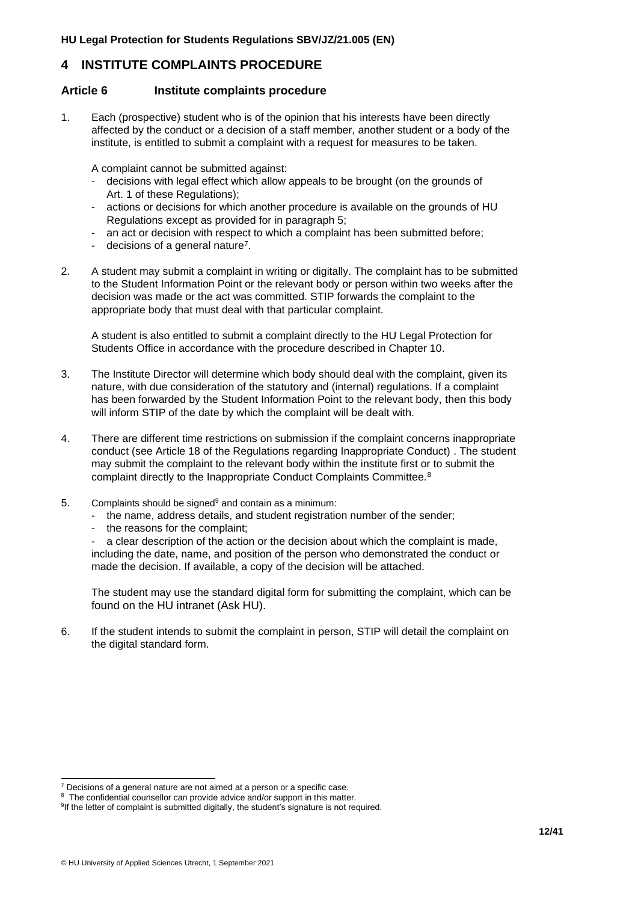# 4 INSTITUTE COMPLAINTS PROCEDURE

## Article 6 Institute complaints procedure

1. Each (prospective) student who is of the opinion that his interests have been directly affected by the conduct or a decision of a staff member, another student or a body of the institute, is entitled to submit a complaint with a request for measures to be taken.

   A complaint cannot be submitted against:
   - decisions with legal effect which allow appeals to be brought (on the grounds of Art. 1 of these Regulations);
   - actions or decisions for which another procedure is available on the grounds of HU Regulations except as provided for in paragraph 5;
   - an act or decision with respect to which a complaint has been submitted before;
   - decisions of a general nature[7].

2. A student may submit a complaint in writing or digitally. The complaint has to be submitted to the Student Information Point or the relevant body or person within two weeks after the decision was made or the act was committed. STIP forwards the complaint to the appropriate body that must deal with that particular complaint.

   A student is also entitled to submit a complaint directly to the HU Legal Protection for Students Office in accordance with the procedure described in Chapter 10.

3. The Institute Director will determine which body should deal with the complaint, given its nature, with due consideration of the statutory and (internal) regulations. If a complaint has been forwarded by the Student Information Point to the relevant body, then this body will inform STIP of the date by which the complaint will be dealt with.

4. There are different time restrictions on submission if the complaint concerns inappropriate conduct (see Article 18 of the Regulations regarding Inappropriate Conduct) . The student may submit the complaint to the relevant body within the institute first or to submit the complaint directly to the Inappropriate Conduct Complaints Committee.[8]

5. Complaints should be signed[9] and contain as a minimum:
   - the name, address details, and student registration number of the sender;
   - the reasons for the complaint;
   - a clear description of the action or the decision about which the complaint is made, including the date, name, and position of the person who demonstrated the conduct or made the decision. If available, a copy of the decision will be attached.

   The student may use the standard digital form for submitting the complaint, which can be found on the HU intranet (Ask HU).

6. If the student intends to submit the complaint in person, STIP will detail the complaint on the digital standard form.

---

[7] Decisions of a general nature are not aimed at a person or a specific case.

[8] The confidential counsellor can provide advice and/or support in this matter.

[9] If the letter of complaint is submitted digitally, the student's signature is not required.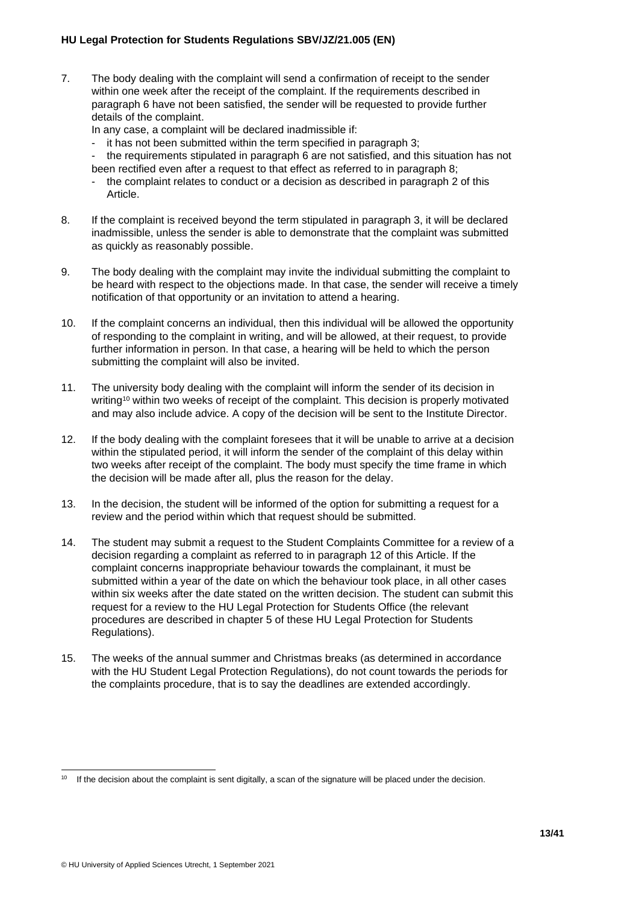7. The body dealing with the complaint will send a confirmation of receipt to the sender within one week after the receipt of the complaint. If the requirements described in paragraph 6 have not been satisfied, the sender will be requested to provide further details of the complaint.
   In any case, a complaint will be declared inadmissible if:
   - it has not been submitted within the term specified in paragraph 3;
   - the requirements stipulated in paragraph 6 are not satisfied, and this situation has not been rectified even after a request to that effect as referred to in paragraph 8;
   - the complaint relates to conduct or a decision as described in paragraph 2 of this Article.

8. If the complaint is received beyond the term stipulated in paragraph 3, it will be declared inadmissible, unless the sender is able to demonstrate that the complaint was submitted as quickly as reasonably possible.

9. The body dealing with the complaint may invite the individual submitting the complaint to be heard with respect to the objections made. In that case, the sender will receive a timely notification of that opportunity or an invitation to attend a hearing.

10. If the complaint concerns an individual, then this individual will be allowed the opportunity of responding to the complaint in writing, and will be allowed, at their request, to provide further information in person. In that case, a hearing will be held to which the person submitting the complaint will also be invited.

11. The university body dealing with the complaint will inform the sender of its decision in writing[10] within two weeks of receipt of the complaint. This decision is properly motivated and may also include advice. A copy of the decision will be sent to the Institute Director.

12. If the body dealing with the complaint foresees that it will be unable to arrive at a decision within the stipulated period, it will inform the sender of the complaint of this delay within two weeks after receipt of the complaint. The body must specify the time frame in which the decision will be made after all, plus the reason for the delay.

13. In the decision, the student will be informed of the option for submitting a request for a review and the period within which that request should be submitted.

14. The student may submit a request to the Student Complaints Committee for a review of a decision regarding a complaint as referred to in paragraph 12 of this Article. If the complaint concerns inappropriate behaviour towards the complainant, it must be submitted within a year of the date on which the behaviour took place, in all other cases within six weeks after the date stated on the written decision. The student can submit this request for a review to the HU Legal Protection for Students Office (the relevant procedures are described in chapter 5 of these HU Legal Protection for Students Regulations).

15. The weeks of the annual summer and Christmas breaks (as determined in accordance with the HU Student Legal Protection Regulations), do not count towards the periods for the complaints procedure, that is to say the deadlines are extended accordingly.

---

[10] If the decision about the complaint is sent digitally, a scan of the signature will be placed under the decision.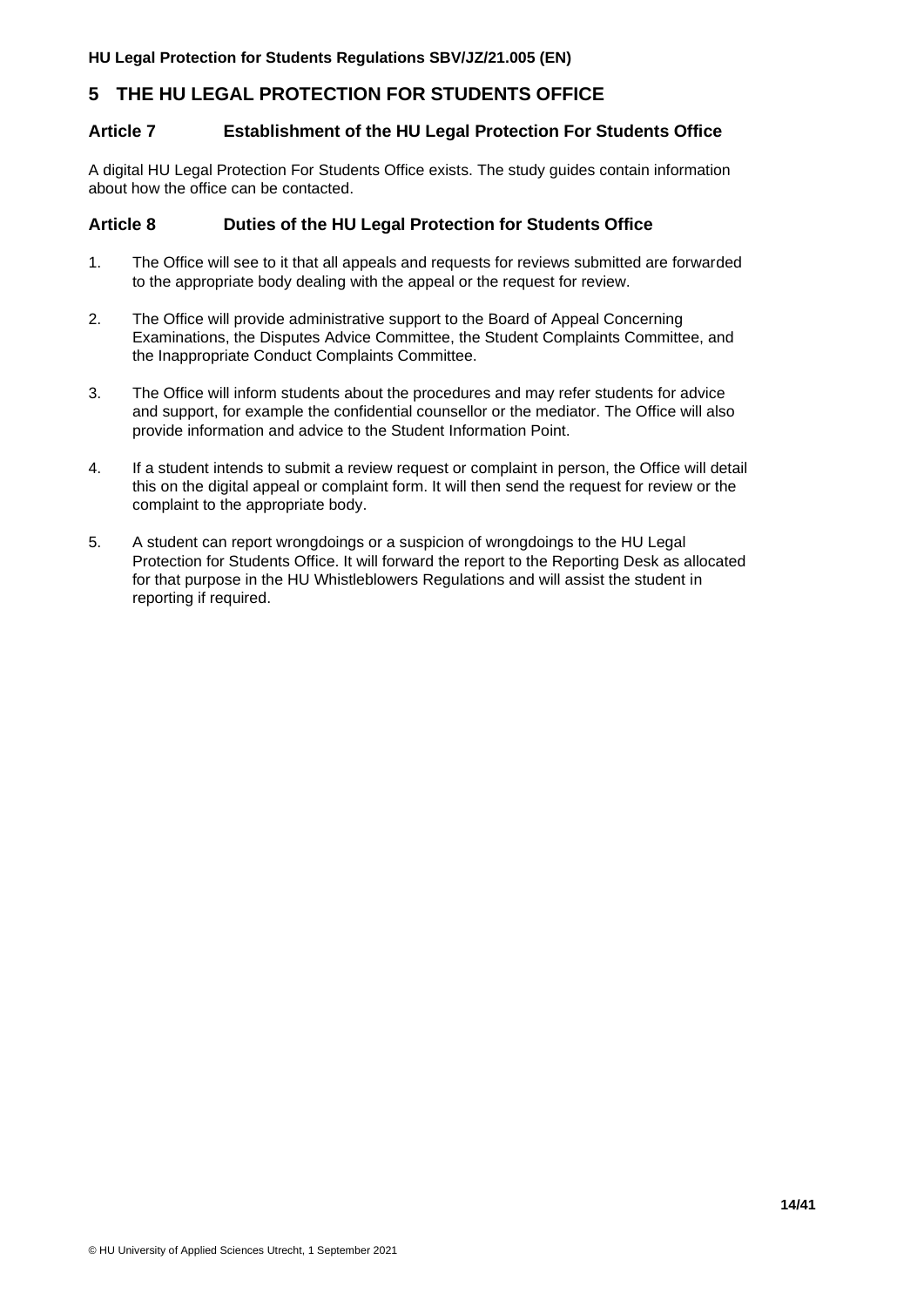# 5 THE HU LEGAL PROTECTION FOR STUDENTS OFFICE

## Article 7 Establishment of the HU Legal Protection For Students Office

A digital HU Legal Protection For Students Office exists. The study guides contain information about how the office can be contacted.

## Article 8 Duties of the HU Legal Protection for Students Office

1. The Office will see to it that all appeals and requests for reviews submitted are forwarded to the appropriate body dealing with the appeal or the request for review.

2. The Office will provide administrative support to the Board of Appeal Concerning Examinations, the Disputes Advice Committee, the Student Complaints Committee, and the Inappropriate Conduct Complaints Committee.

3. The Office will inform students about the procedures and may refer students for advice and support, for example the confidential counsellor or the mediator. The Office will also provide information and advice to the Student Information Point.

4. If a student intends to submit a review request or complaint in person, the Office will detail this on the digital appeal or complaint form. It will then send the request for review or the complaint to the appropriate body.

5. A student can report wrongdoings or a suspicion of wrongdoings to the HU Legal Protection for Students Office. It will forward the report to the Reporting Desk as allocated for that purpose in the HU Whistleblowers Regulations and will assist the student in reporting if required.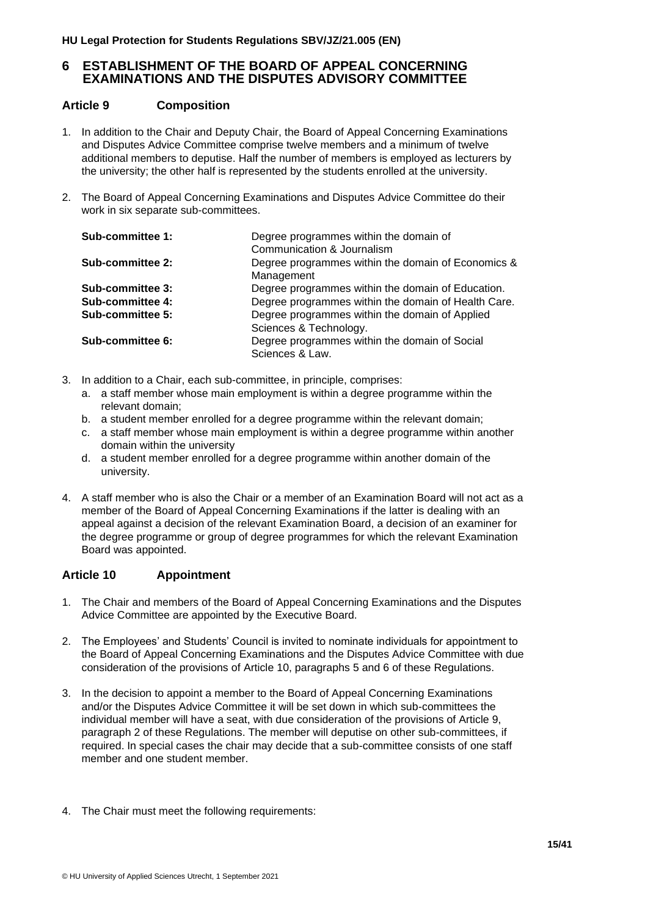# 6 ESTABLISHMENT OF THE BOARD OF APPEAL CONCERNING EXAMINATIONS AND THE DISPUTES ADVISORY COMMITTEE

## Article 9 Composition

1. In addition to the Chair and Deputy Chair, the Board of Appeal Concerning Examinations and Disputes Advice Committee comprise twelve members and a minimum of twelve additional members to deputise. Half the number of members is employed as lecturers by the university; the other half is represented by the students enrolled at the university.

2. The Board of Appeal Concerning Examinations and Disputes Advice Committee do their work in six separate sub-committees.

| | |
|---|---|
| **Sub-committee 1:** | Degree programmes within the domain of Communication & Journalism |
| **Sub-committee 2:** | Degree programmes within the domain of Economics & Management |
| **Sub-committee 3:** | Degree programmes within the domain of Education. |
| **Sub-committee 4:** | Degree programmes within the domain of Health Care. |
| **Sub-committee 5:** | Degree programmes within the domain of Applied Sciences & Technology. |
| **Sub-committee 6:** | Degree programmes within the domain of Social Sciences & Law. |

3. In addition to a Chair, each sub-committee, in principle, comprises:
   a. a staff member whose main employment is within a degree programme within the relevant domain;
   b. a student member enrolled for a degree programme within the relevant domain;
   c. a staff member whose main employment is within a degree programme within another domain within the university
   d. a student member enrolled for a degree programme within another domain of the university.

4. A staff member who is also the Chair or a member of an Examination Board will not act as a member of the Board of Appeal Concerning Examinations if the latter is dealing with an appeal against a decision of the relevant Examination Board, a decision of an examiner for the degree programme or group of degree programmes for which the relevant Examination Board was appointed.

## Article 10 Appointment

1. The Chair and members of the Board of Appeal Concerning Examinations and the Disputes Advice Committee are appointed by the Executive Board.

2. The Employees' and Students' Council is invited to nominate individuals for appointment to the Board of Appeal Concerning Examinations and the Disputes Advice Committee with due consideration of the provisions of Article 10, paragraphs 5 and 6 of these Regulations.

3. In the decision to appoint a member to the Board of Appeal Concerning Examinations and/or the Disputes Advice Committee it will be set down in which sub-committees the individual member will have a seat, with due consideration of the provisions of Article 9, paragraph 2 of these Regulations. The member will deputise on other sub-committees, if required. In special cases the chair may decide that a sub-committee consists of one staff member and one student member.

4. The Chair must meet the following requirements: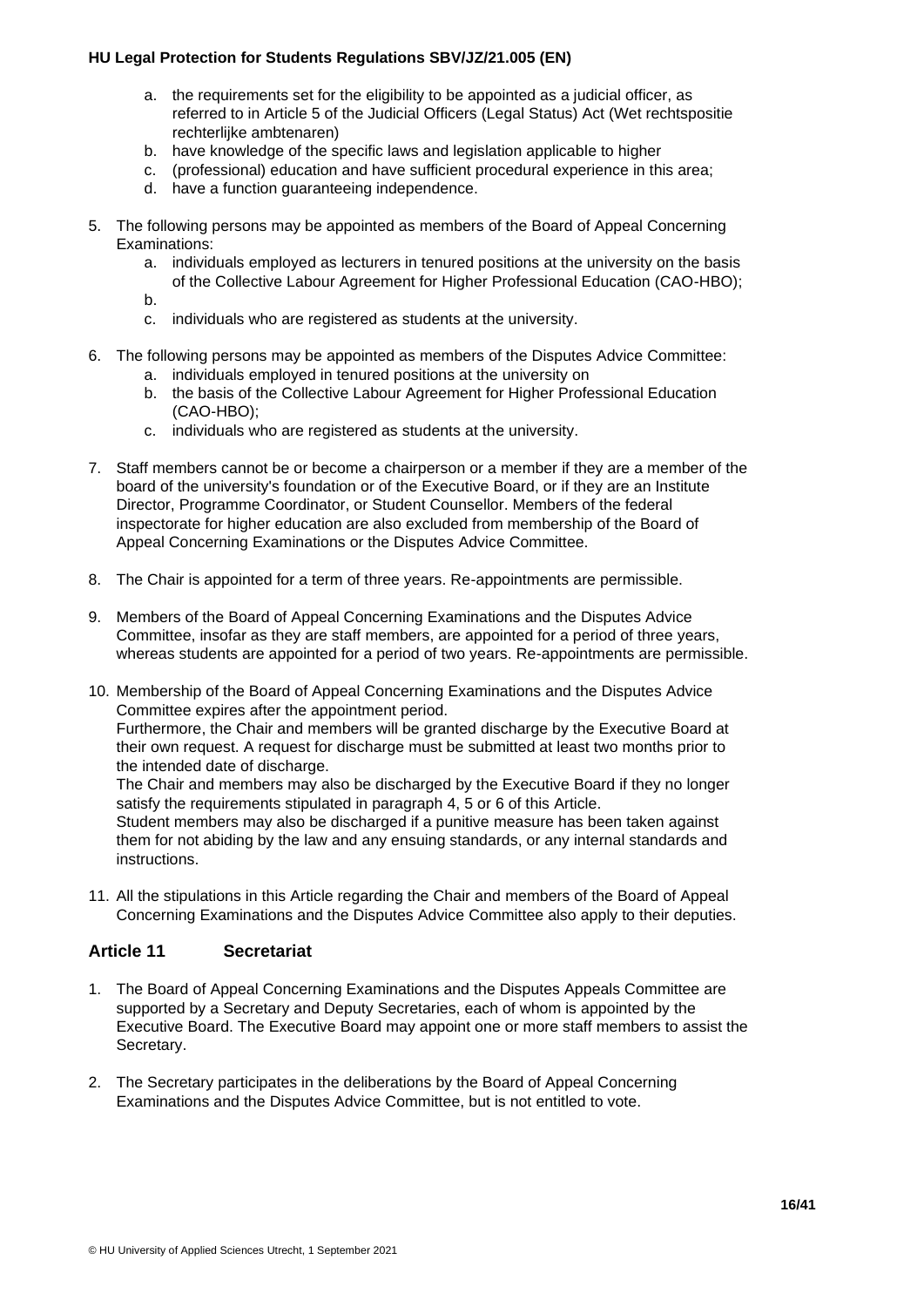a. the requirements set for the eligibility to be appointed as a judicial officer, as referred to in Article 5 of the Judicial Officers (Legal Status) Act (Wet rechtspositie rechterlijke ambtenaren)
b. have knowledge of the specific laws and legislation applicable to higher
c. (professional) education and have sufficient procedural experience in this area;
d. have a function guaranteeing independence.

5. The following persons may be appointed as members of the Board of Appeal Concerning Examinations:
   a. individuals employed as lecturers in tenured positions at the university on the basis of the Collective Labour Agreement for Higher Professional Education (CAO-HBO);
   b.
   c. individuals who are registered as students at the university.

6. The following persons may be appointed as members of the Disputes Advice Committee:
   a. individuals employed in tenured positions at the university on
   b. the basis of the Collective Labour Agreement for Higher Professional Education (CAO-HBO);
   c. individuals who are registered as students at the university.

7. Staff members cannot be or become a chairperson or a member if they are a member of the board of the university's foundation or of the Executive Board, or if they are an Institute Director, Programme Coordinator, or Student Counsellor. Members of the federal inspectorate for higher education are also excluded from membership of the Board of Appeal Concerning Examinations or the Disputes Advice Committee.

8. The Chair is appointed for a term of three years. Re-appointments are permissible.

9. Members of the Board of Appeal Concerning Examinations and the Disputes Advice Committee, insofar as they are staff members, are appointed for a period of three years, whereas students are appointed for a period of two years. Re-appointments are permissible.

10. Membership of the Board of Appeal Concerning Examinations and the Disputes Advice Committee expires after the appointment period.
    Furthermore, the Chair and members will be granted discharge by the Executive Board at their own request. A request for discharge must be submitted at least two months prior to the intended date of discharge.
    The Chair and members may also be discharged by the Executive Board if they no longer satisfy the requirements stipulated in paragraph 4, 5 or 6 of this Article.
    Student members may also be discharged if a punitive measure has been taken against them for not abiding by the law and any ensuing standards, or any internal standards and instructions.

11. All the stipulations in this Article regarding the Chair and members of the Board of Appeal Concerning Examinations and the Disputes Advice Committee also apply to their deputies.

## Article 11 Secretariat

1. The Board of Appeal Concerning Examinations and the Disputes Appeals Committee are supported by a Secretary and Deputy Secretaries, each of whom is appointed by the Executive Board. The Executive Board may appoint one or more staff members to assist the Secretary.

2. The Secretary participates in the deliberations by the Board of Appeal Concerning Examinations and the Disputes Advice Committee, but is not entitled to vote.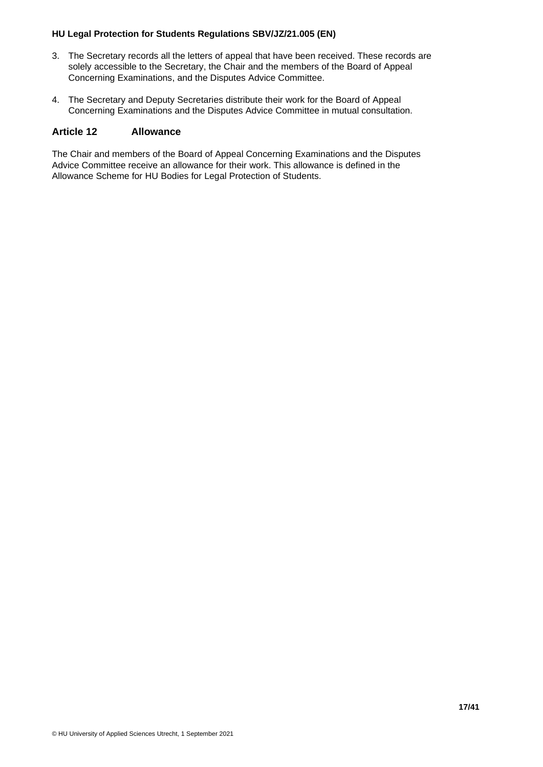3. The Secretary records all the letters of appeal that have been received. These records are solely accessible to the Secretary, the Chair and the members of the Board of Appeal Concerning Examinations, and the Disputes Advice Committee.

4. The Secretary and Deputy Secretaries distribute their work for the Board of Appeal Concerning Examinations and the Disputes Advice Committee in mutual consultation.

## Article 12 Allowance

The Chair and members of the Board of Appeal Concerning Examinations and the Disputes Advice Committee receive an allowance for their work. This allowance is defined in the Allowance Scheme for HU Bodies for Legal Protection of Students.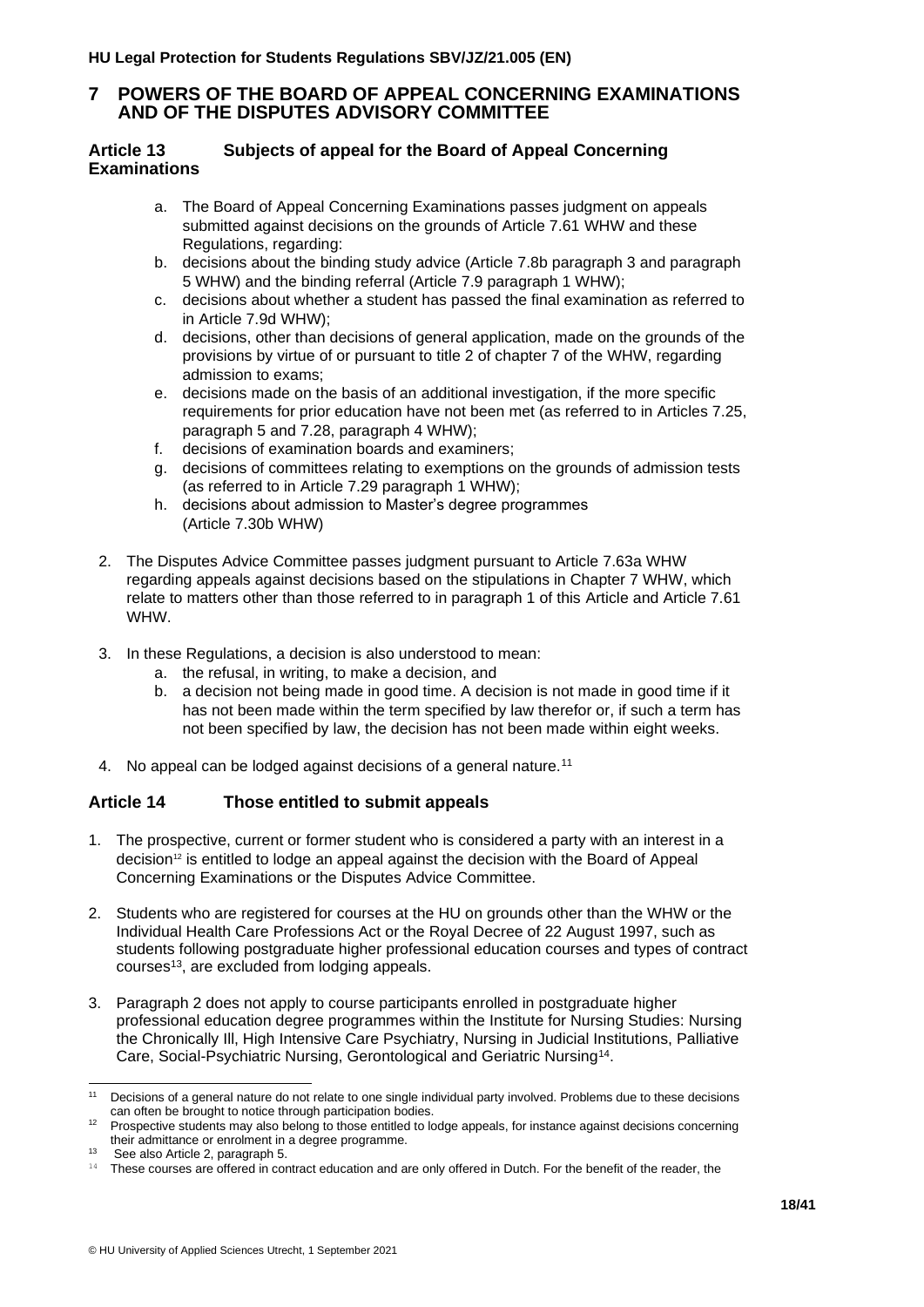# 7 POWERS OF THE BOARD OF APPEAL CONCERNING EXAMINATIONS AND OF THE DISPUTES ADVISORY COMMITTEE

### Article 13 Subjects of appeal for the Board of Appeal Concerning Examinations

a. The Board of Appeal Concerning Examinations passes judgment on appeals submitted against decisions on the grounds of Article 7.61 WHW and these Regulations, regarding:
b. decisions about the binding study advice (Article 7.8b paragraph 3 and paragraph 5 WHW) and the binding referral (Article 7.9 paragraph 1 WHW);
c. decisions about whether a student has passed the final examination as referred to in Article 7.9d WHW);
d. decisions, other than decisions of general application, made on the grounds of the provisions by virtue of or pursuant to title 2 of chapter 7 of the WHW, regarding admission to exams;
e. decisions made on the basis of an additional investigation, if the more specific requirements for prior education have not been met (as referred to in Articles 7.25, paragraph 5 and 7.28, paragraph 4 WHW);
f. decisions of examination boards and examiners;
g. decisions of committees relating to exemptions on the grounds of admission tests (as referred to in Article 7.29 paragraph 1 WHW);
h. decisions about admission to Master's degree programmes (Article 7.30b WHW)

2. The Disputes Advice Committee passes judgment pursuant to Article 7.63a WHW regarding appeals against decisions based on the stipulations in Chapter 7 WHW, which relate to matters other than those referred to in paragraph 1 of this Article and Article 7.61 WHW.

3. In these Regulations, a decision is also understood to mean:
   a. the refusal, in writing, to make a decision, and
   b. a decision not being made in good time. A decision is not made in good time if it has not been made within the term specified by law therefor or, if such a term has not been specified by law, the decision has not been made within eight weeks.

4. No appeal can be lodged against decisions of a general nature.[11]

### Article 14 Those entitled to submit appeals

1. The prospective, current or former student who is considered a party with an interest in a decision[12] is entitled to lodge an appeal against the decision with the Board of Appeal Concerning Examinations or the Disputes Advice Committee.

2. Students who are registered for courses at the HU on grounds other than the WHW or the Individual Health Care Professions Act or the Royal Decree of 22 August 1997, such as students following postgraduate higher professional education courses and types of contract courses[13], are excluded from lodging appeals.

3. Paragraph 2 does not apply to course participants enrolled in postgraduate higher professional education degree programmes within the Institute for Nursing Studies: Nursing the Chronically Ill, High Intensive Care Psychiatry, Nursing in Judicial Institutions, Palliative Care, Social-Psychiatric Nursing, Gerontological and Geriatric Nursing[14].

---

[11] Decisions of a general nature do not relate to one single individual party involved. Problems due to these decisions can often be brought to notice through participation bodies.

[12] Prospective students may also belong to those entitled to lodge appeals, for instance against decisions concerning their admittance or enrolment in a degree programme.

[13] See also Article 2, paragraph 5.

[14] These courses are offered in contract education and are only offered in Dutch. For the benefit of the reader, the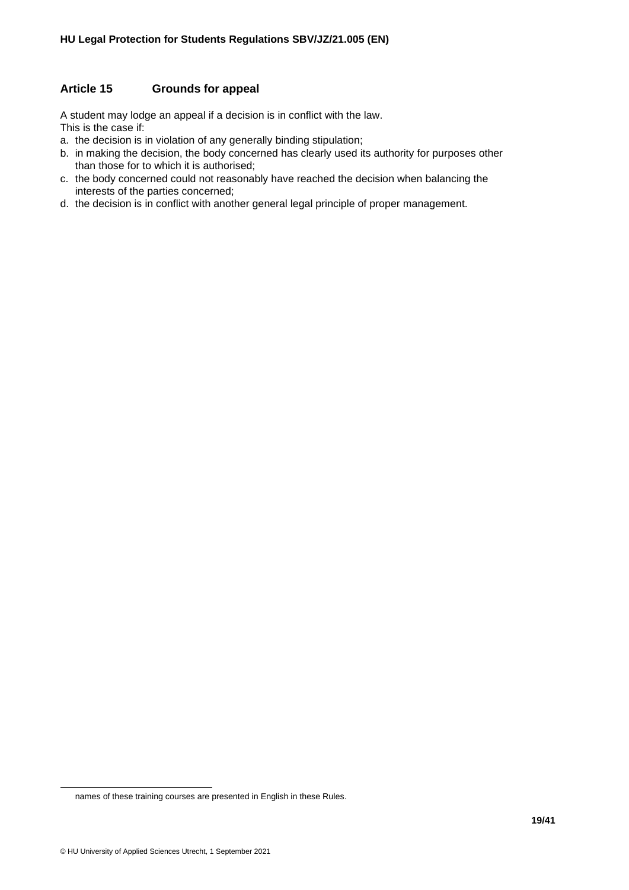## Article 15 Grounds for appeal

A student may lodge an appeal if a decision is in conflict with the law.
This is the case if:

a. the decision is in violation of any generally binding stipulation;
b. in making the decision, the body concerned has clearly used its authority for purposes other than those for to which it is authorised;
c. the body concerned could not reasonably have reached the decision when balancing the interests of the parties concerned;
d. the decision is in conflict with another general legal principle of proper management.

names of these training courses are presented in English in these Rules.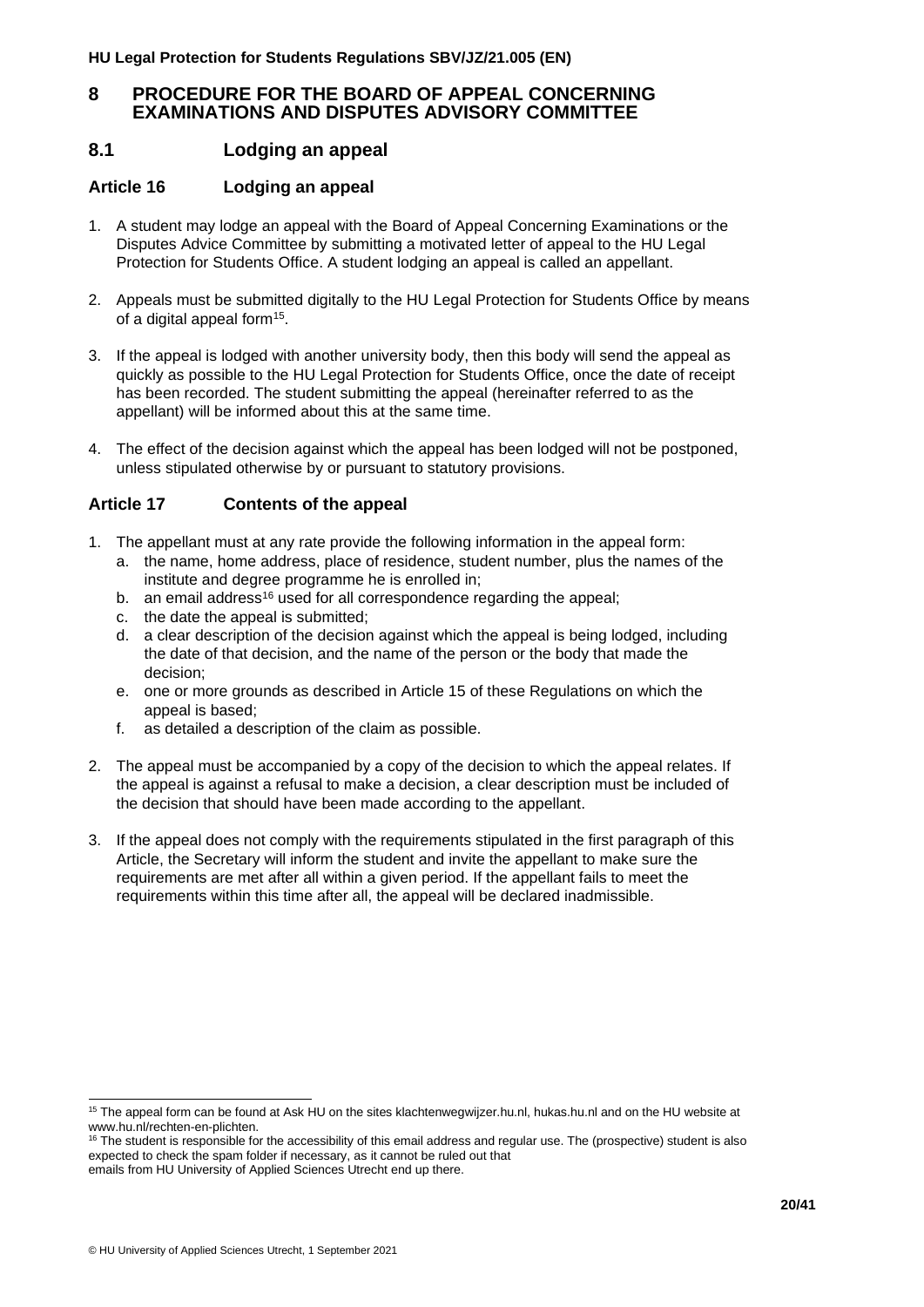# 8 PROCEDURE FOR THE BOARD OF APPEAL CONCERNING EXAMINATIONS AND DISPUTES ADVISORY COMMITTEE

## 8.1 Lodging an appeal

### Article 16 Lodging an appeal

1. A student may lodge an appeal with the Board of Appeal Concerning Examinations or the Disputes Advice Committee by submitting a motivated letter of appeal to the HU Legal Protection for Students Office. A student lodging an appeal is called an appellant.

2. Appeals must be submitted digitally to the HU Legal Protection for Students Office by means of a digital appeal form[15].

3. If the appeal is lodged with another university body, then this body will send the appeal as quickly as possible to the HU Legal Protection for Students Office, once the date of receipt has been recorded. The student submitting the appeal (hereinafter referred to as the appellant) will be informed about this at the same time.

4. The effect of the decision against which the appeal has been lodged will not be postponed, unless stipulated otherwise by or pursuant to statutory provisions.

### Article 17 Contents of the appeal

1. The appellant must at any rate provide the following information in the appeal form:
   a. the name, home address, place of residence, student number, plus the names of the institute and degree programme he is enrolled in;
   b. an email address[16] used for all correspondence regarding the appeal;
   c. the date the appeal is submitted;
   d. a clear description of the decision against which the appeal is being lodged, including the date of that decision, and the name of the person or the body that made the decision;
   e. one or more grounds as described in Article 15 of these Regulations on which the appeal is based;
   f. as detailed a description of the claim as possible.

2. The appeal must be accompanied by a copy of the decision to which the appeal relates. If the appeal is against a refusal to make a decision, a clear description must be included of the decision that should have been made according to the appellant.

3. If the appeal does not comply with the requirements stipulated in the first paragraph of this Article, the Secretary will inform the student and invite the appellant to make sure the requirements are met after all within a given period. If the appellant fails to meet the requirements within this time after all, the appeal will be declared inadmissible.

---

[15] The appeal form can be found at Ask HU on the sites klachtenwegwijzer.hu.nl, hukas.hu.nl and on the HU website at www.hu.nl/rechten-en-plichten.

[16] The student is responsible for the accessibility of this email address and regular use. The (prospective) student is also expected to check the spam folder if necessary, as it cannot be ruled out that emails from HU University of Applied Sciences Utrecht end up there.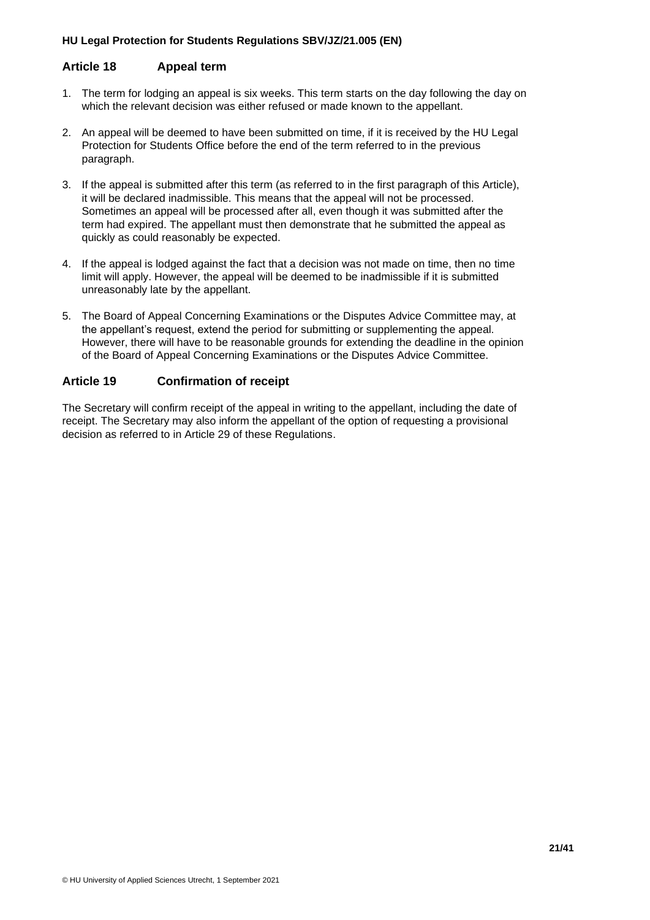## Article 18 Appeal term

1. The term for lodging an appeal is six weeks. This term starts on the day following the day on which the relevant decision was either refused or made known to the appellant.
2. An appeal will be deemed to have been submitted on time, if it is received by the HU Legal Protection for Students Office before the end of the term referred to in the previous paragraph.
3. If the appeal is submitted after this term (as referred to in the first paragraph of this Article), it will be declared inadmissible. This means that the appeal will not be processed. Sometimes an appeal will be processed after all, even though it was submitted after the term had expired. The appellant must then demonstrate that he submitted the appeal as quickly as could reasonably be expected.
4. If the appeal is lodged against the fact that a decision was not made on time, then no time limit will apply. However, the appeal will be deemed to be inadmissible if it is submitted unreasonably late by the appellant.
5. The Board of Appeal Concerning Examinations or the Disputes Advice Committee may, at the appellant's request, extend the period for submitting or supplementing the appeal. However, there will have to be reasonable grounds for extending the deadline in the opinion of the Board of Appeal Concerning Examinations or the Disputes Advice Committee.

## Article 19 Confirmation of receipt

The Secretary will confirm receipt of the appeal in writing to the appellant, including the date of receipt. The Secretary may also inform the appellant of the option of requesting a provisional decision as referred to in Article 29 of these Regulations.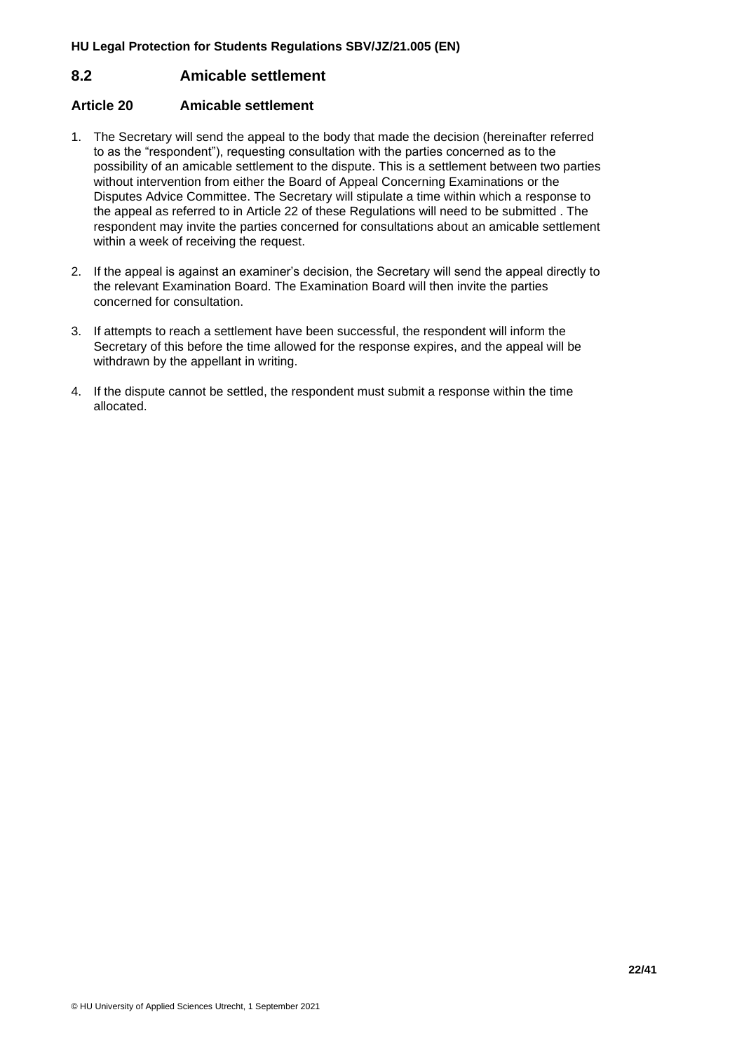## 8.2 Amicable settlement

### Article 20 Amicable settlement

1. The Secretary will send the appeal to the body that made the decision (hereinafter referred to as the "respondent"), requesting consultation with the parties concerned as to the possibility of an amicable settlement to the dispute. This is a settlement between two parties without intervention from either the Board of Appeal Concerning Examinations or the Disputes Advice Committee. The Secretary will stipulate a time within which a response to the appeal as referred to in Article 22 of these Regulations will need to be submitted . The respondent may invite the parties concerned for consultations about an amicable settlement within a week of receiving the request.

2. If the appeal is against an examiner's decision, the Secretary will send the appeal directly to the relevant Examination Board. The Examination Board will then invite the parties concerned for consultation.

3. If attempts to reach a settlement have been successful, the respondent will inform the Secretary of this before the time allowed for the response expires, and the appeal will be withdrawn by the appellant in writing.

4. If the dispute cannot be settled, the respondent must submit a response within the time allocated.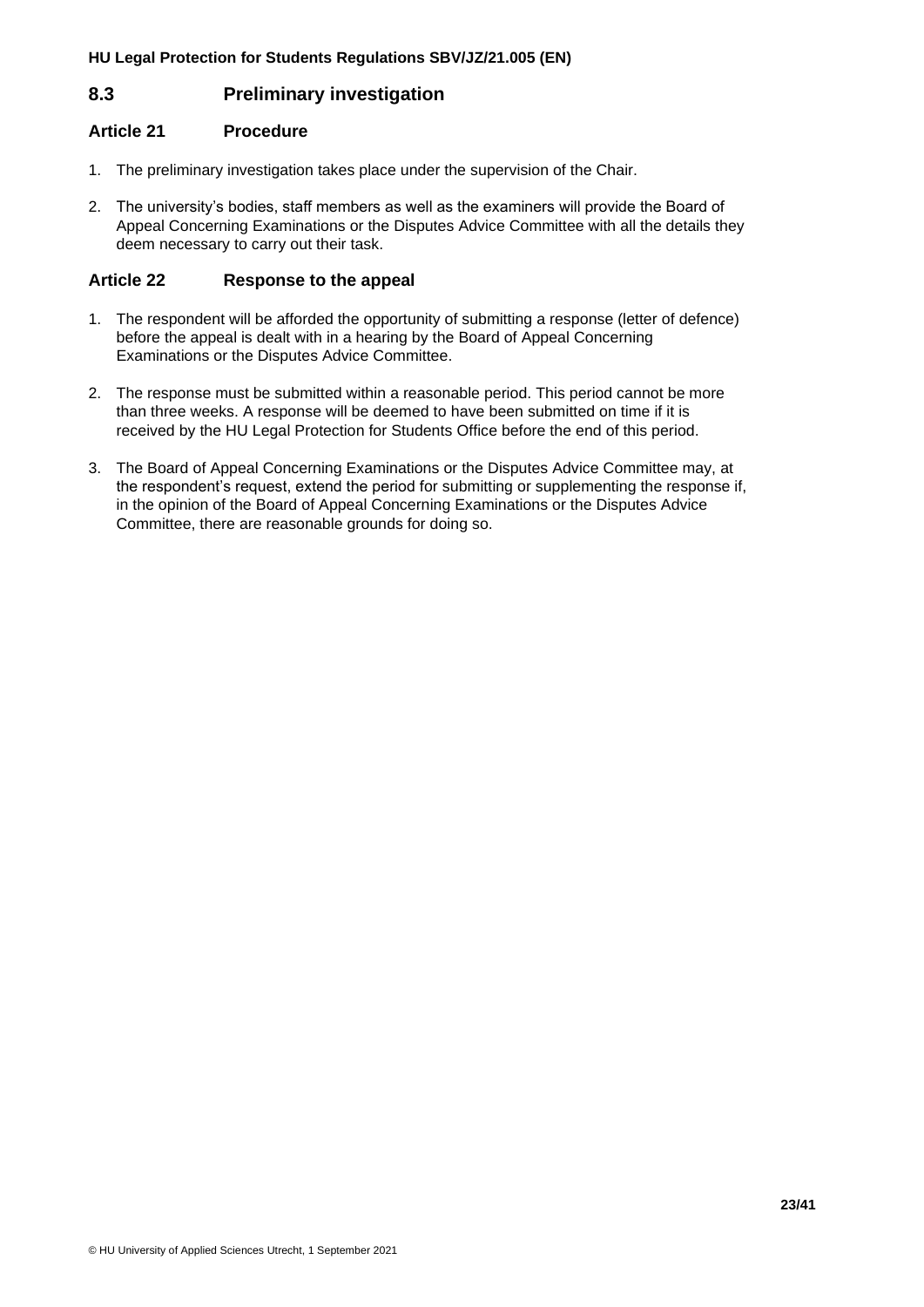## 8.3 Preliminary investigation

### Article 21 Procedure

1. The preliminary investigation takes place under the supervision of the Chair.
2. The university's bodies, staff members as well as the examiners will provide the Board of Appeal Concerning Examinations or the Disputes Advice Committee with all the details they deem necessary to carry out their task.

### Article 22 Response to the appeal

1. The respondent will be afforded the opportunity of submitting a response (letter of defence) before the appeal is dealt with in a hearing by the Board of Appeal Concerning Examinations or the Disputes Advice Committee.
2. The response must be submitted within a reasonable period. This period cannot be more than three weeks. A response will be deemed to have been submitted on time if it is received by the HU Legal Protection for Students Office before the end of this period.
3. The Board of Appeal Concerning Examinations or the Disputes Advice Committee may, at the respondent's request, extend the period for submitting or supplementing the response if, in the opinion of the Board of Appeal Concerning Examinations or the Disputes Advice Committee, there are reasonable grounds for doing so.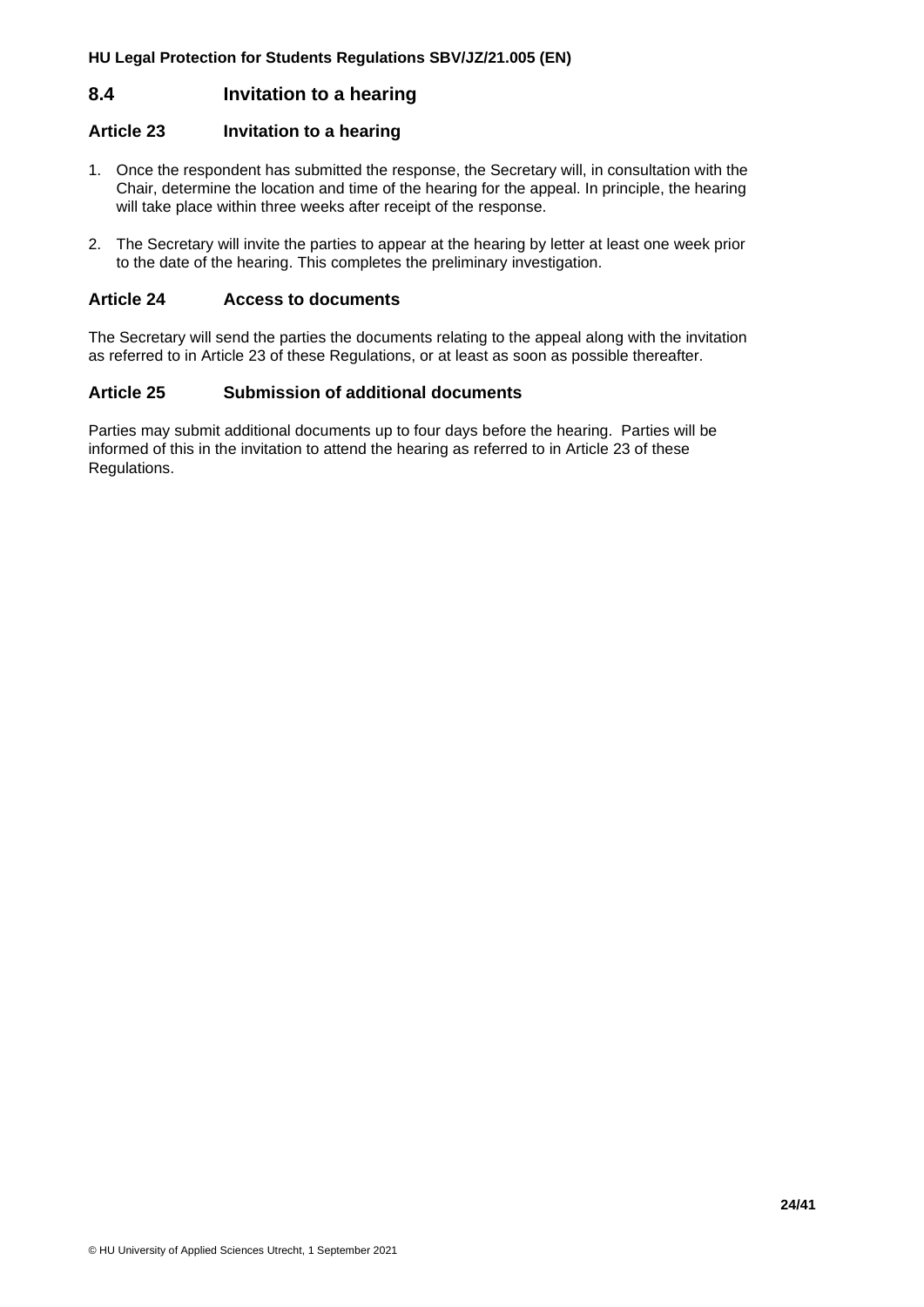## 8.4 Invitation to a hearing

### Article 23 Invitation to a hearing

1. Once the respondent has submitted the response, the Secretary will, in consultation with the Chair, determine the location and time of the hearing for the appeal. In principle, the hearing will take place within three weeks after receipt of the response.
2. The Secretary will invite the parties to appear at the hearing by letter at least one week prior to the date of the hearing. This completes the preliminary investigation.

### Article 24 Access to documents

The Secretary will send the parties the documents relating to the appeal along with the invitation as referred to in Article 23 of these Regulations, or at least as soon as possible thereafter.

### Article 25 Submission of additional documents

Parties may submit additional documents up to four days before the hearing. Parties will be informed of this in the invitation to attend the hearing as referred to in Article 23 of these Regulations.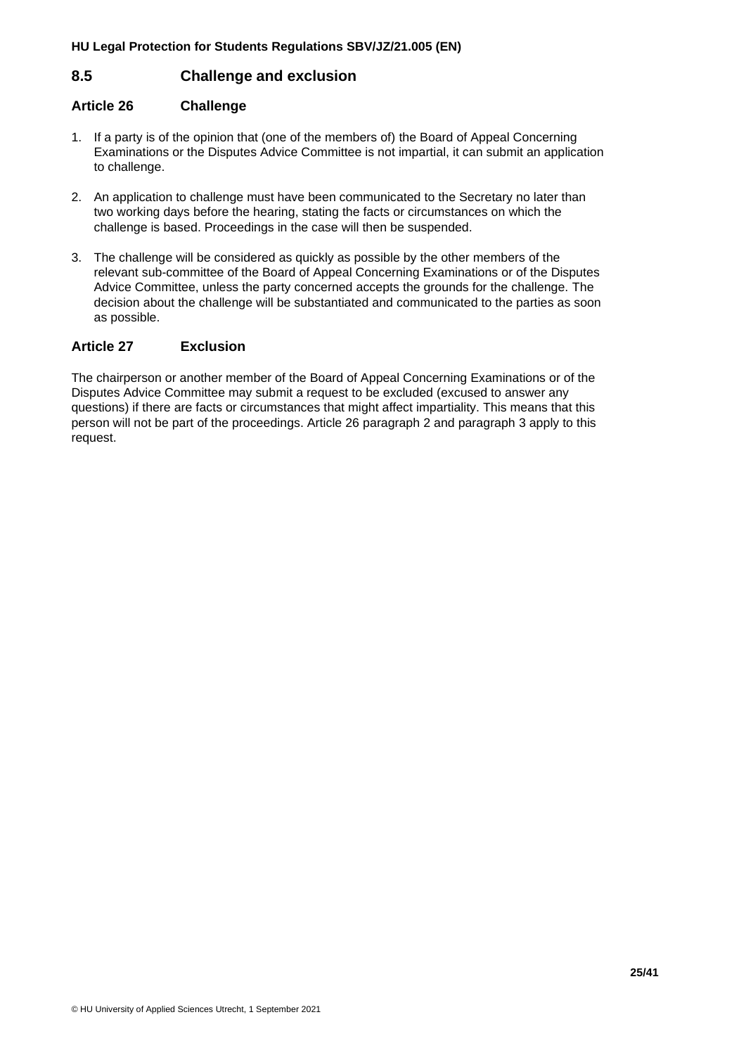## 8.5 Challenge and exclusion

### Article 26 Challenge

1. If a party is of the opinion that (one of the members of) the Board of Appeal Concerning Examinations or the Disputes Advice Committee is not impartial, it can submit an application to challenge.

2. An application to challenge must have been communicated to the Secretary no later than two working days before the hearing, stating the facts or circumstances on which the challenge is based. Proceedings in the case will then be suspended.

3. The challenge will be considered as quickly as possible by the other members of the relevant sub-committee of the Board of Appeal Concerning Examinations or of the Disputes Advice Committee, unless the party concerned accepts the grounds for the challenge. The decision about the challenge will be substantiated and communicated to the parties as soon as possible.

### Article 27 Exclusion

The chairperson or another member of the Board of Appeal Concerning Examinations or of the Disputes Advice Committee may submit a request to be excluded (excused to answer any questions) if there are facts or circumstances that might affect impartiality. This means that this person will not be part of the proceedings. Article 26 paragraph 2 and paragraph 3 apply to this request.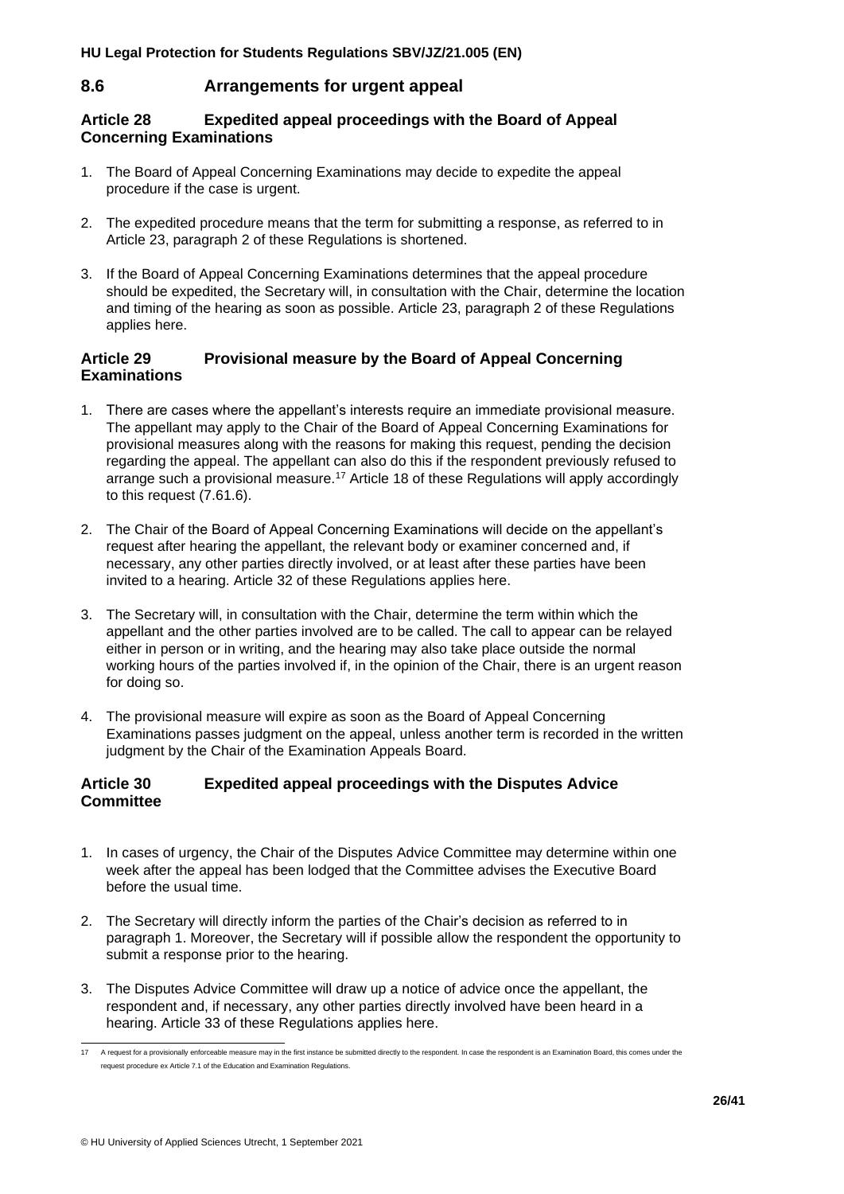## 8.6 Arrangements for urgent appeal

### Article 28 Expedited appeal proceedings with the Board of Appeal Concerning Examinations

1. The Board of Appeal Concerning Examinations may decide to expedite the appeal procedure if the case is urgent.

2. The expedited procedure means that the term for submitting a response, as referred to in Article 23, paragraph 2 of these Regulations is shortened.

3. If the Board of Appeal Concerning Examinations determines that the appeal procedure should be expedited, the Secretary will, in consultation with the Chair, determine the location and timing of the hearing as soon as possible. Article 23, paragraph 2 of these Regulations applies here.

### Article 29 Provisional measure by the Board of Appeal Concerning Examinations

1. There are cases where the appellant's interests require an immediate provisional measure. The appellant may apply to the Chair of the Board of Appeal Concerning Examinations for provisional measures along with the reasons for making this request, pending the decision regarding the appeal. The appellant can also do this if the respondent previously refused to arrange such a provisional measure.[17] Article 18 of these Regulations will apply accordingly to this request (7.61.6).

2. The Chair of the Board of Appeal Concerning Examinations will decide on the appellant's request after hearing the appellant, the relevant body or examiner concerned and, if necessary, any other parties directly involved, or at least after these parties have been invited to a hearing. Article 32 of these Regulations applies here.

3. The Secretary will, in consultation with the Chair, determine the term within which the appellant and the other parties involved are to be called. The call to appear can be relayed either in person or in writing, and the hearing may also take place outside the normal working hours of the parties involved if, in the opinion of the Chair, there is an urgent reason for doing so.

4. The provisional measure will expire as soon as the Board of Appeal Concerning Examinations passes judgment on the appeal, unless another term is recorded in the written judgment by the Chair of the Examination Appeals Board.

### Article 30 Expedited appeal proceedings with the Disputes Advice Committee

1. In cases of urgency, the Chair of the Disputes Advice Committee may determine within one week after the appeal has been lodged that the Committee advises the Executive Board before the usual time.

2. The Secretary will directly inform the parties of the Chair's decision as referred to in paragraph 1. Moreover, the Secretary will if possible allow the respondent the opportunity to submit a response prior to the hearing.

3. The Disputes Advice Committee will draw up a notice of advice once the appellant, the respondent and, if necessary, any other parties directly involved have been heard in a hearing. Article 33 of these Regulations applies here.

---

[17] A request for a provisionally enforceable measure may in the first instance be submitted directly to the respondent. In case the respondent is an Examination Board, this comes under the request procedure ex Article 7.1 of the Education and Examination Regulations.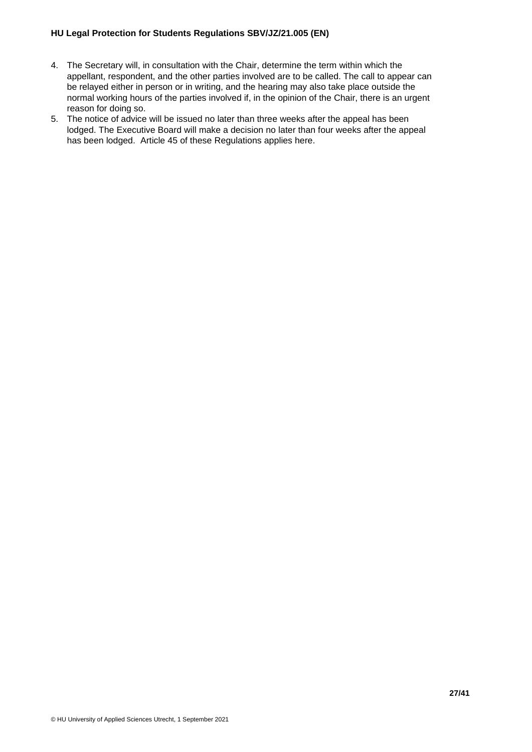4. The Secretary will, in consultation with the Chair, determine the term within which the appellant, respondent, and the other parties involved are to be called. The call to appear can be relayed either in person or in writing, and the hearing may also take place outside the normal working hours of the parties involved if, in the opinion of the Chair, there is an urgent reason for doing so.
5. The notice of advice will be issued no later than three weeks after the appeal has been lodged. The Executive Board will make a decision no later than four weeks after the appeal has been lodged. Article 45 of these Regulations applies here.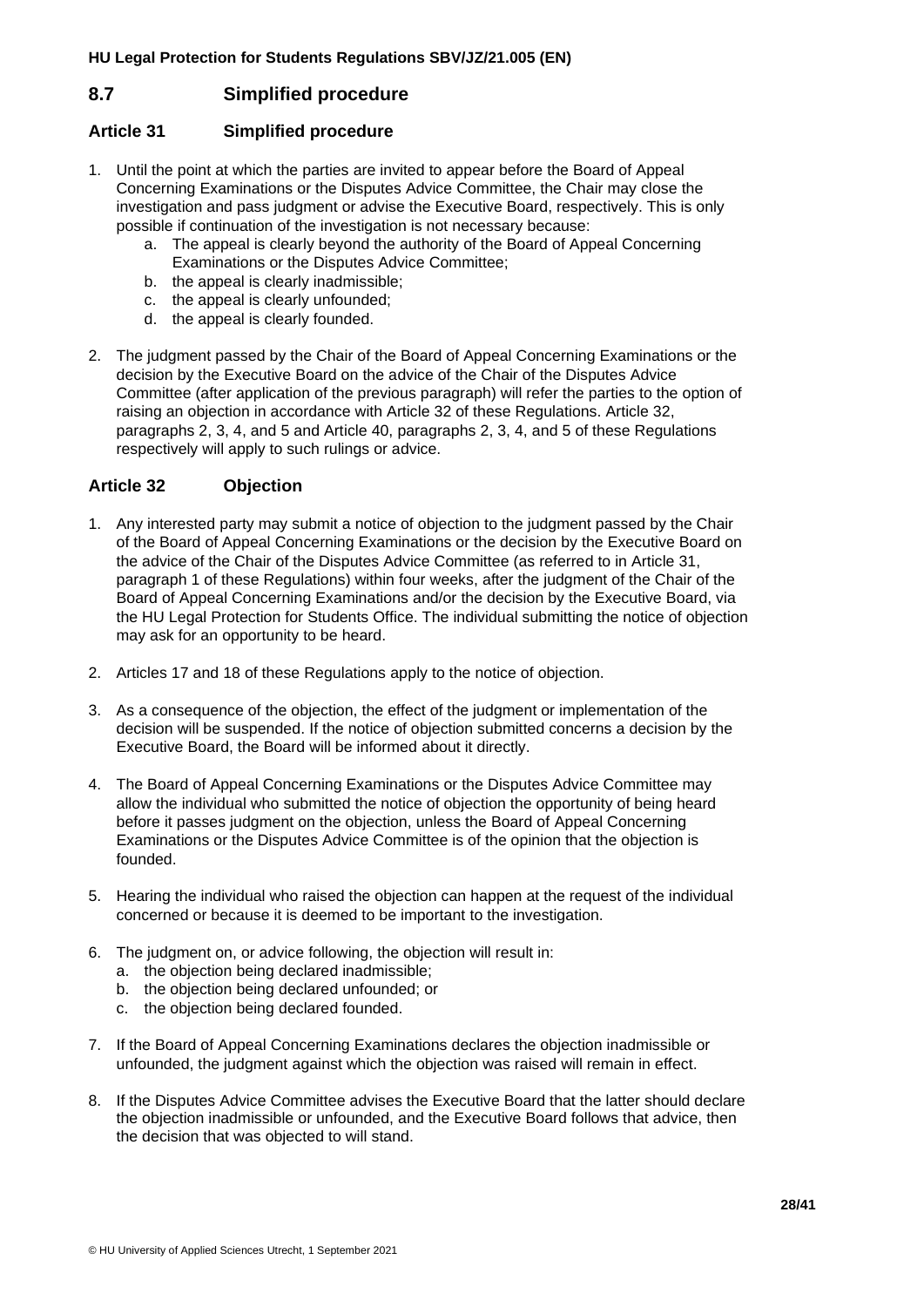## 8.7 Simplified procedure

### Article 31 Simplified procedure

1. Until the point at which the parties are invited to appear before the Board of Appeal Concerning Examinations or the Disputes Advice Committee, the Chair may close the investigation and pass judgment or advise the Executive Board, respectively. This is only possible if continuation of the investigation is not necessary because:
   a. The appeal is clearly beyond the authority of the Board of Appeal Concerning Examinations or the Disputes Advice Committee;
   b. the appeal is clearly inadmissible;
   c. the appeal is clearly unfounded;
   d. the appeal is clearly founded.

2. The judgment passed by the Chair of the Board of Appeal Concerning Examinations or the decision by the Executive Board on the advice of the Chair of the Disputes Advice Committee (after application of the previous paragraph) will refer the parties to the option of raising an objection in accordance with Article 32 of these Regulations. Article 32, paragraphs 2, 3, 4, and 5 and Article 40, paragraphs 2, 3, 4, and 5 of these Regulations respectively will apply to such rulings or advice.

### Article 32 Objection

1. Any interested party may submit a notice of objection to the judgment passed by the Chair of the Board of Appeal Concerning Examinations or the decision by the Executive Board on the advice of the Chair of the Disputes Advice Committee (as referred to in Article 31, paragraph 1 of these Regulations) within four weeks, after the judgment of the Chair of the Board of Appeal Concerning Examinations and/or the decision by the Executive Board, via the HU Legal Protection for Students Office. The individual submitting the notice of objection may ask for an opportunity to be heard.

2. Articles 17 and 18 of these Regulations apply to the notice of objection.

3. As a consequence of the objection, the effect of the judgment or implementation of the decision will be suspended. If the notice of objection submitted concerns a decision by the Executive Board, the Board will be informed about it directly.

4. The Board of Appeal Concerning Examinations or the Disputes Advice Committee may allow the individual who submitted the notice of objection the opportunity of being heard before it passes judgment on the objection, unless the Board of Appeal Concerning Examinations or the Disputes Advice Committee is of the opinion that the objection is founded.

5. Hearing the individual who raised the objection can happen at the request of the individual concerned or because it is deemed to be important to the investigation.

6. The judgment on, or advice following, the objection will result in:
   a. the objection being declared inadmissible;
   b. the objection being declared unfounded; or
   c. the objection being declared founded.

7. If the Board of Appeal Concerning Examinations declares the objection inadmissible or unfounded, the judgment against which the objection was raised will remain in effect.

8. If the Disputes Advice Committee advises the Executive Board that the latter should declare the objection inadmissible or unfounded, and the Executive Board follows that advice, then the decision that was objected to will stand.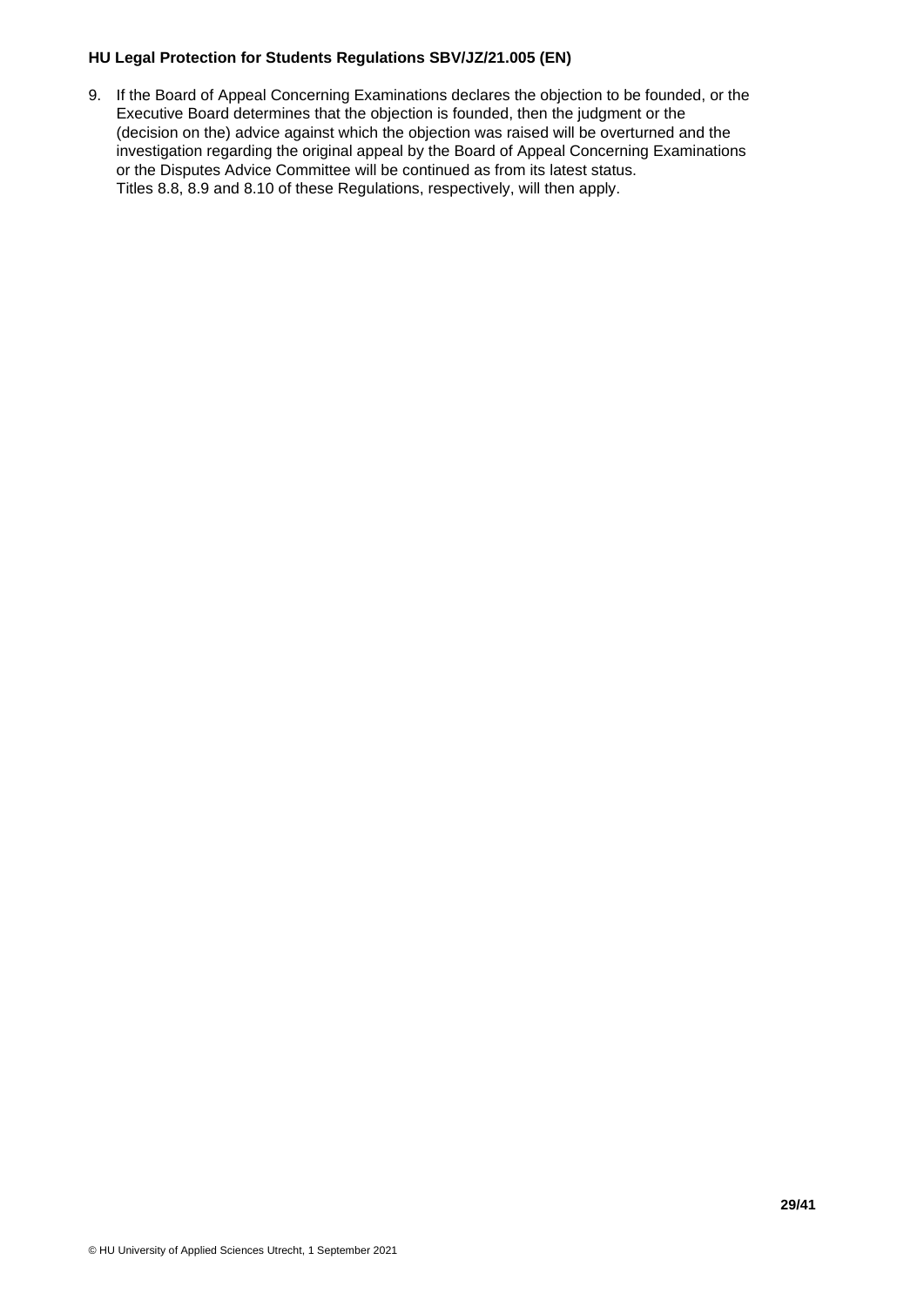9. If the Board of Appeal Concerning Examinations declares the objection to be founded, or the Executive Board determines that the objection is founded, then the judgment or the (decision on the) advice against which the objection was raised will be overturned and the investigation regarding the original appeal by the Board of Appeal Concerning Examinations or the Disputes Advice Committee will be continued as from its latest status.
   Titles 8.8, 8.9 and 8.10 of these Regulations, respectively, will then apply.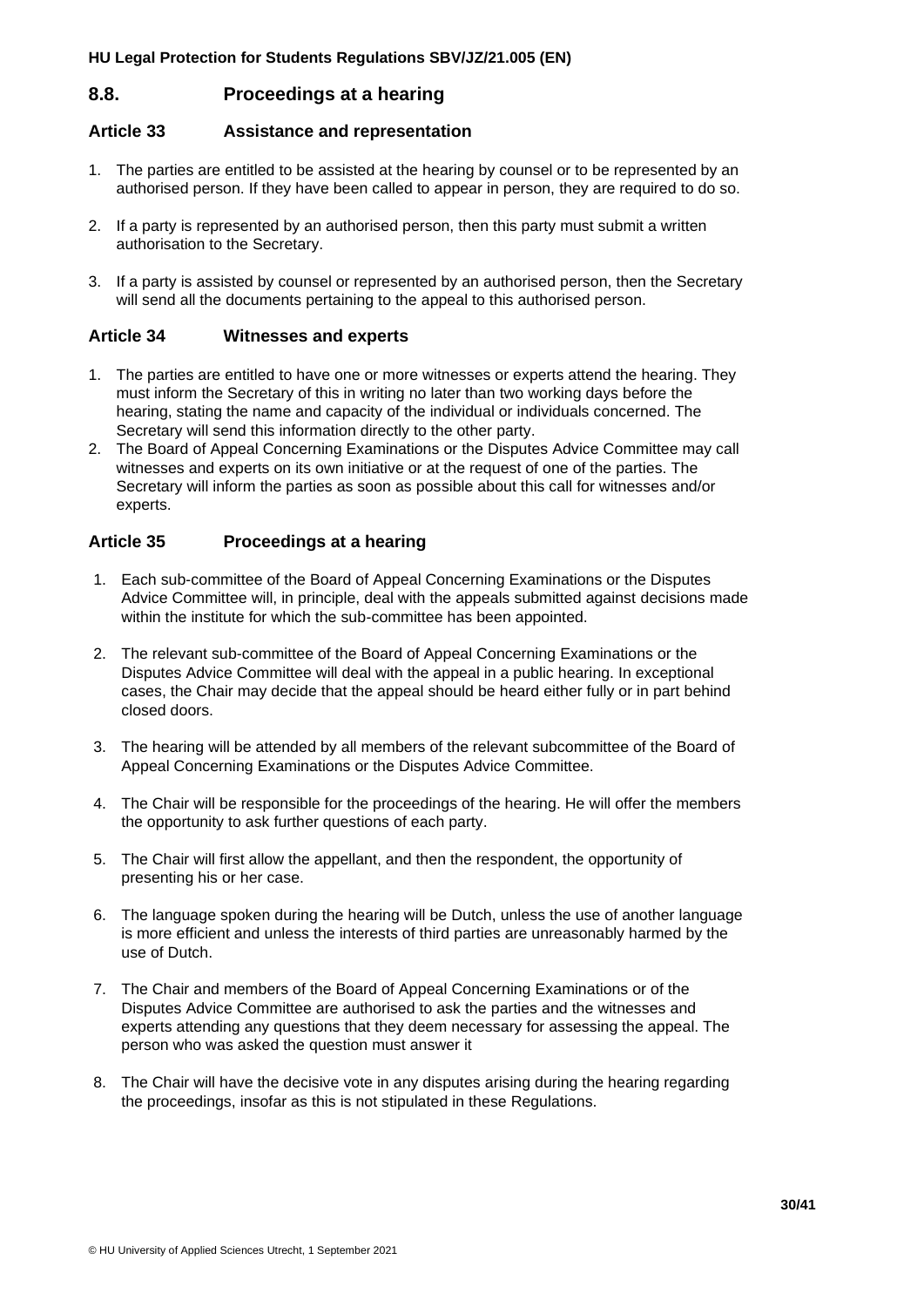## 8.8. Proceedings at a hearing

### Article 33 Assistance and representation

1. The parties are entitled to be assisted at the hearing by counsel or to be represented by an authorised person. If they have been called to appear in person, they are required to do so.

2. If a party is represented by an authorised person, then this party must submit a written authorisation to the Secretary.

3. If a party is assisted by counsel or represented by an authorised person, then the Secretary will send all the documents pertaining to the appeal to this authorised person.

### Article 34 Witnesses and experts

1. The parties are entitled to have one or more witnesses or experts attend the hearing. They must inform the Secretary of this in writing no later than two working days before the hearing, stating the name and capacity of the individual or individuals concerned. The Secretary will send this information directly to the other party.
2. The Board of Appeal Concerning Examinations or the Disputes Advice Committee may call witnesses and experts on its own initiative or at the request of one of the parties. The Secretary will inform the parties as soon as possible about this call for witnesses and/or experts.

### Article 35 Proceedings at a hearing

1. Each sub-committee of the Board of Appeal Concerning Examinations or the Disputes Advice Committee will, in principle, deal with the appeals submitted against decisions made within the institute for which the sub-committee has been appointed.

2. The relevant sub-committee of the Board of Appeal Concerning Examinations or the Disputes Advice Committee will deal with the appeal in a public hearing. In exceptional cases, the Chair may decide that the appeal should be heard either fully or in part behind closed doors.

3. The hearing will be attended by all members of the relevant subcommittee of the Board of Appeal Concerning Examinations or the Disputes Advice Committee.

4. The Chair will be responsible for the proceedings of the hearing. He will offer the members the opportunity to ask further questions of each party.

5. The Chair will first allow the appellant, and then the respondent, the opportunity of presenting his or her case.

6. The language spoken during the hearing will be Dutch, unless the use of another language is more efficient and unless the interests of third parties are unreasonably harmed by the use of Dutch.

7. The Chair and members of the Board of Appeal Concerning Examinations or of the Disputes Advice Committee are authorised to ask the parties and the witnesses and experts attending any questions that they deem necessary for assessing the appeal. The person who was asked the question must answer it

8. The Chair will have the decisive vote in any disputes arising during the hearing regarding the proceedings, insofar as this is not stipulated in these Regulations.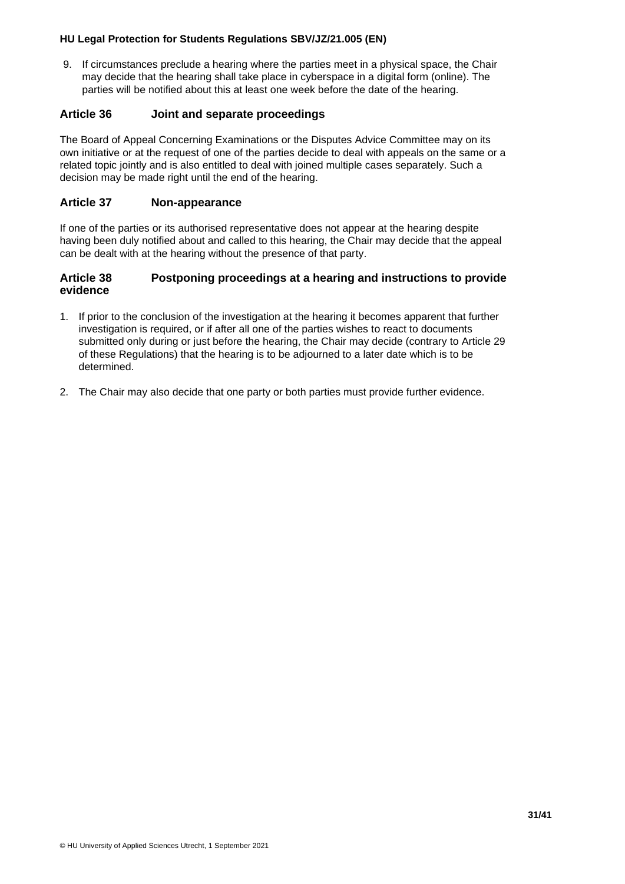9. If circumstances preclude a hearing where the parties meet in a physical space, the Chair may decide that the hearing shall take place in cyberspace in a digital form (online). The parties will be notified about this at least one week before the date of the hearing.

### Article 36 Joint and separate proceedings

The Board of Appeal Concerning Examinations or the Disputes Advice Committee may on its own initiative or at the request of one of the parties decide to deal with appeals on the same or a related topic jointly and is also entitled to deal with joined multiple cases separately. Such a decision may be made right until the end of the hearing.

### Article 37 Non-appearance

If one of the parties or its authorised representative does not appear at the hearing despite having been duly notified about and called to this hearing, the Chair may decide that the appeal can be dealt with at the hearing without the presence of that party.

### Article 38 Postponing proceedings at a hearing and instructions to provide evidence

1. If prior to the conclusion of the investigation at the hearing it becomes apparent that further investigation is required, or if after all one of the parties wishes to react to documents submitted only during or just before the hearing, the Chair may decide (contrary to Article 29 of these Regulations) that the hearing is to be adjourned to a later date which is to be determined.

2. The Chair may also decide that one party or both parties must provide further evidence.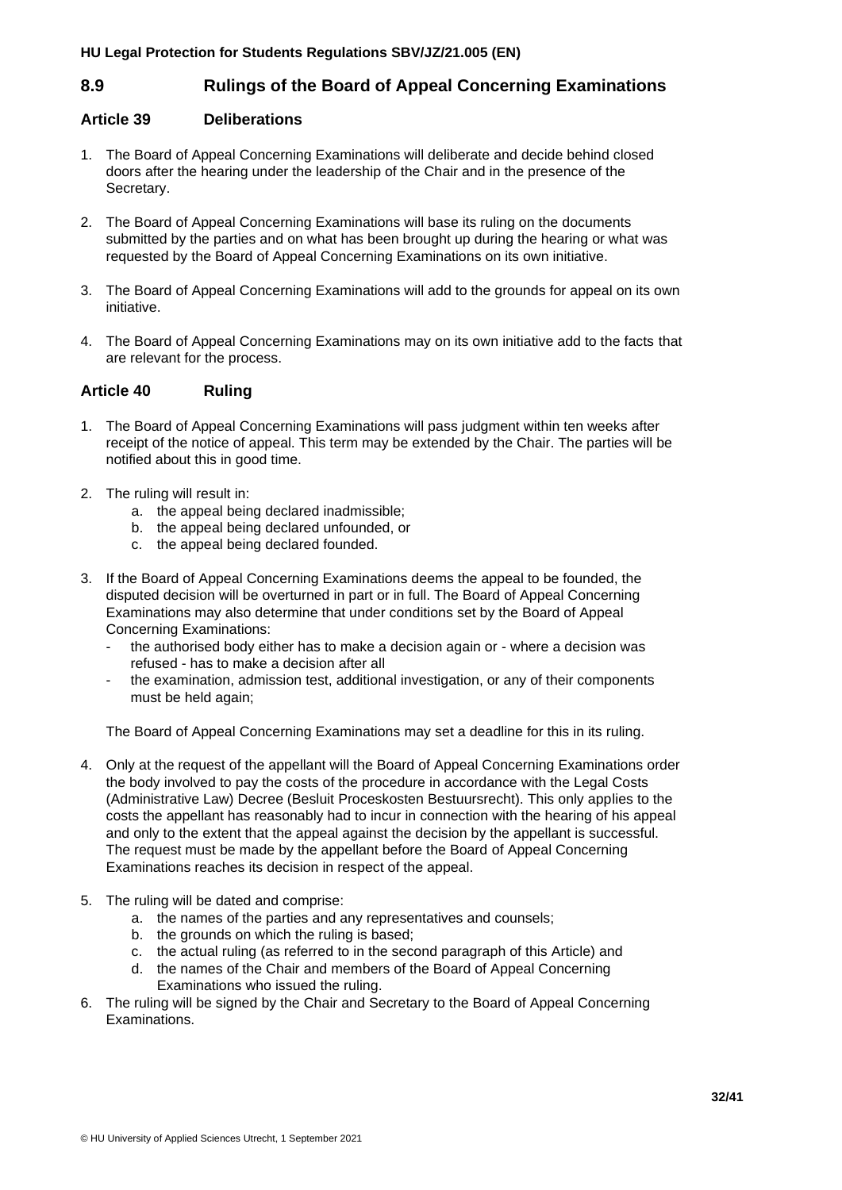## 8.9 Rulings of the Board of Appeal Concerning Examinations

### Article 39 Deliberations

1. The Board of Appeal Concerning Examinations will deliberate and decide behind closed doors after the hearing under the leadership of the Chair and in the presence of the Secretary.

2. The Board of Appeal Concerning Examinations will base its ruling on the documents submitted by the parties and on what has been brought up during the hearing or what was requested by the Board of Appeal Concerning Examinations on its own initiative.

3. The Board of Appeal Concerning Examinations will add to the grounds for appeal on its own initiative.

4. The Board of Appeal Concerning Examinations may on its own initiative add to the facts that are relevant for the process.

### Article 40 Ruling

1. The Board of Appeal Concerning Examinations will pass judgment within ten weeks after receipt of the notice of appeal. This term may be extended by the Chair. The parties will be notified about this in good time.

2. The ruling will result in:
   a. the appeal being declared inadmissible;
   b. the appeal being declared unfounded, or
   c. the appeal being declared founded.

3. If the Board of Appeal Concerning Examinations deems the appeal to be founded, the disputed decision will be overturned in part or in full. The Board of Appeal Concerning Examinations may also determine that under conditions set by the Board of Appeal Concerning Examinations:
   - the authorised body either has to make a decision again or - where a decision was refused - has to make a decision after all
   - the examination, admission test, additional investigation, or any of their components must be held again;

   The Board of Appeal Concerning Examinations may set a deadline for this in its ruling.

4. Only at the request of the appellant will the Board of Appeal Concerning Examinations order the body involved to pay the costs of the procedure in accordance with the Legal Costs (Administrative Law) Decree (Besluit Proceskosten Bestuursrecht). This only applies to the costs the appellant has reasonably had to incur in connection with the hearing of his appeal and only to the extent that the appeal against the decision by the appellant is successful. The request must be made by the appellant before the Board of Appeal Concerning Examinations reaches its decision in respect of the appeal.

5. The ruling will be dated and comprise:
   a. the names of the parties and any representatives and counsels;
   b. the grounds on which the ruling is based;
   c. the actual ruling (as referred to in the second paragraph of this Article) and
   d. the names of the Chair and members of the Board of Appeal Concerning Examinations who issued the ruling.

6. The ruling will be signed by the Chair and Secretary to the Board of Appeal Concerning Examinations.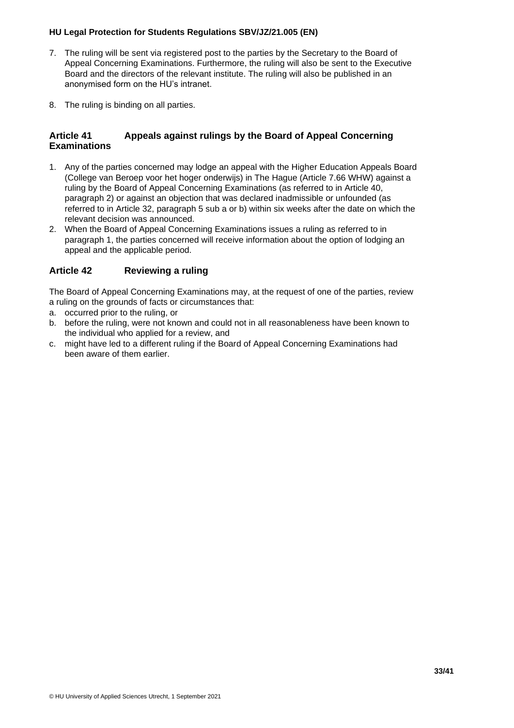7. The ruling will be sent via registered post to the parties by the Secretary to the Board of Appeal Concerning Examinations. Furthermore, the ruling will also be sent to the Executive Board and the directors of the relevant institute. The ruling will also be published in an anonymised form on the HU's intranet.

8. The ruling is binding on all parties.

## Article 41 Appeals against rulings by the Board of Appeal Concerning Examinations

1. Any of the parties concerned may lodge an appeal with the Higher Education Appeals Board (College van Beroep voor het hoger onderwijs) in The Hague (Article 7.66 WHW) against a ruling by the Board of Appeal Concerning Examinations (as referred to in Article 40, paragraph 2) or against an objection that was declared inadmissible or unfounded (as referred to in Article 32, paragraph 5 sub a or b) within six weeks after the date on which the relevant decision was announced.
2. When the Board of Appeal Concerning Examinations issues a ruling as referred to in paragraph 1, the parties concerned will receive information about the option of lodging an appeal and the applicable period.

## Article 42 Reviewing a ruling

The Board of Appeal Concerning Examinations may, at the request of one of the parties, review a ruling on the grounds of facts or circumstances that:

a. occurred prior to the ruling, or
b. before the ruling, were not known and could not in all reasonableness have been known to the individual who applied for a review, and
c. might have led to a different ruling if the Board of Appeal Concerning Examinations had been aware of them earlier.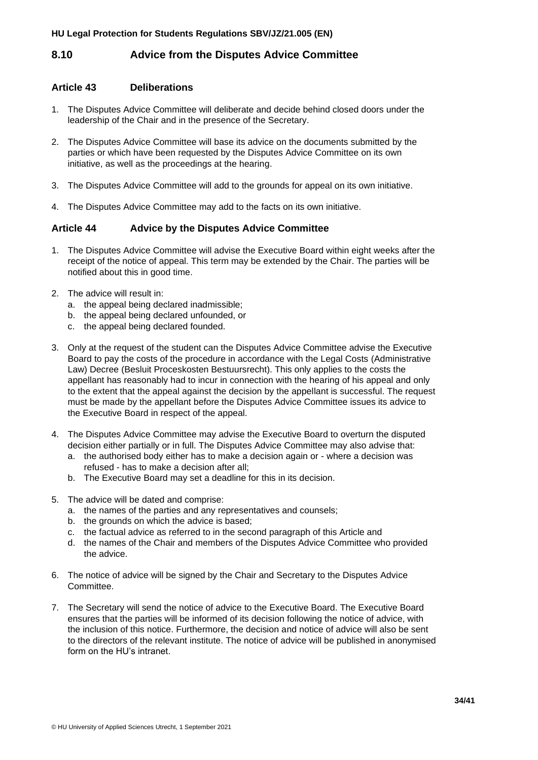## 8.10 Advice from the Disputes Advice Committee

### Article 43 Deliberations

1. The Disputes Advice Committee will deliberate and decide behind closed doors under the leadership of the Chair and in the presence of the Secretary.
2. The Disputes Advice Committee will base its advice on the documents submitted by the parties or which have been requested by the Disputes Advice Committee on its own initiative, as well as the proceedings at the hearing.
3. The Disputes Advice Committee will add to the grounds for appeal on its own initiative.
4. The Disputes Advice Committee may add to the facts on its own initiative.

### Article 44 Advice by the Disputes Advice Committee

1. The Disputes Advice Committee will advise the Executive Board within eight weeks after the receipt of the notice of appeal. This term may be extended by the Chair. The parties will be notified about this in good time.
2. The advice will result in:
   a. the appeal being declared inadmissible;
   b. the appeal being declared unfounded, or
   c. the appeal being declared founded.
3. Only at the request of the student can the Disputes Advice Committee advise the Executive Board to pay the costs of the procedure in accordance with the Legal Costs (Administrative Law) Decree (Besluit Proceskosten Bestuursrecht). This only applies to the costs the appellant has reasonably had to incur in connection with the hearing of his appeal and only to the extent that the appeal against the decision by the appellant is successful. The request must be made by the appellant before the Disputes Advice Committee issues its advice to the Executive Board in respect of the appeal.
4. The Disputes Advice Committee may advise the Executive Board to overturn the disputed decision either partially or in full. The Disputes Advice Committee may also advise that:
   a. the authorised body either has to make a decision again or - where a decision was refused - has to make a decision after all;
   b. The Executive Board may set a deadline for this in its decision.
5. The advice will be dated and comprise:
   a. the names of the parties and any representatives and counsels;
   b. the grounds on which the advice is based;
   c. the factual advice as referred to in the second paragraph of this Article and
   d. the names of the Chair and members of the Disputes Advice Committee who provided the advice.
6. The notice of advice will be signed by the Chair and Secretary to the Disputes Advice Committee.
7. The Secretary will send the notice of advice to the Executive Board. The Executive Board ensures that the parties will be informed of its decision following the notice of advice, with the inclusion of this notice. Furthermore, the decision and notice of advice will also be sent to the directors of the relevant institute. The notice of advice will be published in anonymised form on the HU's intranet.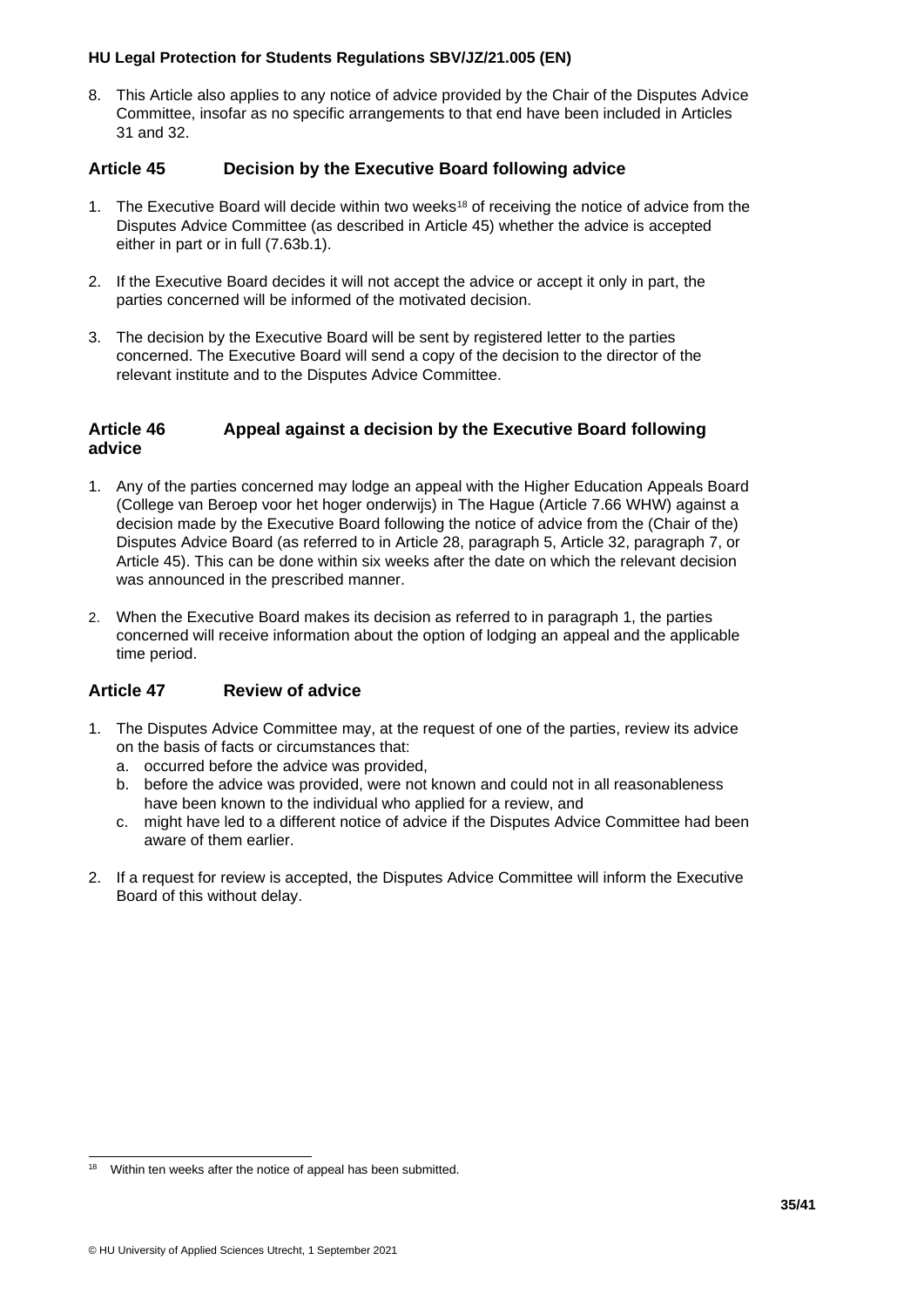8. This Article also applies to any notice of advice provided by the Chair of the Disputes Advice Committee, insofar as no specific arrangements to that end have been included in Articles 31 and 32.

## Article 45 Decision by the Executive Board following advice

1. The Executive Board will decide within two weeks[18] of receiving the notice of advice from the Disputes Advice Committee (as described in Article 45) whether the advice is accepted either in part or in full (7.63b.1).

2. If the Executive Board decides it will not accept the advice or accept it only in part, the parties concerned will be informed of the motivated decision.

3. The decision by the Executive Board will be sent by registered letter to the parties concerned. The Executive Board will send a copy of the decision to the director of the relevant institute and to the Disputes Advice Committee.

## Article 46 Appeal against a decision by the Executive Board following advice

1. Any of the parties concerned may lodge an appeal with the Higher Education Appeals Board (College van Beroep voor het hoger onderwijs) in The Hague (Article 7.66 WHW) against a decision made by the Executive Board following the notice of advice from the (Chair of the) Disputes Advice Board (as referred to in Article 28, paragraph 5, Article 32, paragraph 7, or Article 45). This can be done within six weeks after the date on which the relevant decision was announced in the prescribed manner.

2. When the Executive Board makes its decision as referred to in paragraph 1, the parties concerned will receive information about the option of lodging an appeal and the applicable time period.

## Article 47 Review of advice

1. The Disputes Advice Committee may, at the request of one of the parties, review its advice on the basis of facts or circumstances that:
   a. occurred before the advice was provided,
   b. before the advice was provided, were not known and could not in all reasonableness have been known to the individual who applied for a review, and
   c. might have led to a different notice of advice if the Disputes Advice Committee had been aware of them earlier.

2. If a request for review is accepted, the Disputes Advice Committee will inform the Executive Board of this without delay.

[18] Within ten weeks after the notice of appeal has been submitted.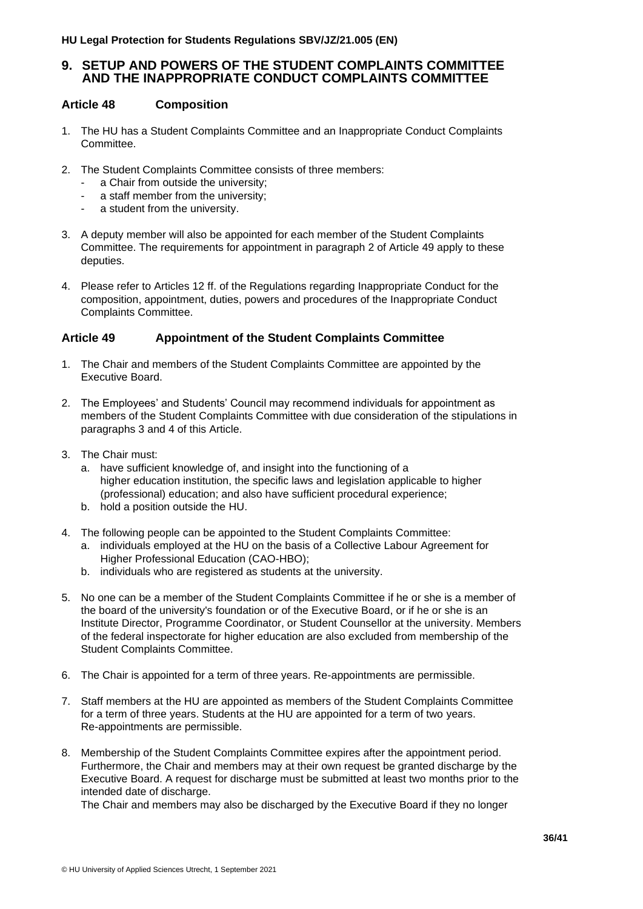## 9. SETUP AND POWERS OF THE STUDENT COMPLAINTS COMMITTEE AND THE INAPPROPRIATE CONDUCT COMPLAINTS COMMITTEE

### Article 48 Composition

1. The HU has a Student Complaints Committee and an Inappropriate Conduct Complaints Committee.

2. The Student Complaints Committee consists of three members:
   - a Chair from outside the university;
   - a staff member from the university;
   - a student from the university.

3. A deputy member will also be appointed for each member of the Student Complaints Committee. The requirements for appointment in paragraph 2 of Article 49 apply to these deputies.

4. Please refer to Articles 12 ff. of the Regulations regarding Inappropriate Conduct for the composition, appointment, duties, powers and procedures of the Inappropriate Conduct Complaints Committee.

### Article 49 Appointment of the Student Complaints Committee

1. The Chair and members of the Student Complaints Committee are appointed by the Executive Board.

2. The Employees' and Students' Council may recommend individuals for appointment as members of the Student Complaints Committee with due consideration of the stipulations in paragraphs 3 and 4 of this Article.

3. The Chair must:
   a. have sufficient knowledge of, and insight into the functioning of a higher education institution, the specific laws and legislation applicable to higher (professional) education; and also have sufficient procedural experience;
   b. hold a position outside the HU.

4. The following people can be appointed to the Student Complaints Committee:
   a. individuals employed at the HU on the basis of a Collective Labour Agreement for Higher Professional Education (CAO-HBO);
   b. individuals who are registered as students at the university.

5. No one can be a member of the Student Complaints Committee if he or she is a member of the board of the university's foundation or of the Executive Board, or if he or she is an Institute Director, Programme Coordinator, or Student Counsellor at the university. Members of the federal inspectorate for higher education are also excluded from membership of the Student Complaints Committee.

6. The Chair is appointed for a term of three years. Re-appointments are permissible.

7. Staff members at the HU are appointed as members of the Student Complaints Committee for a term of three years. Students at the HU are appointed for a term of two years. Re-appointments are permissible.

8. Membership of the Student Complaints Committee expires after the appointment period. Furthermore, the Chair and members may at their own request be granted discharge by the Executive Board. A request for discharge must be submitted at least two months prior to the intended date of discharge.
   The Chair and members may also be discharged by the Executive Board if they no longer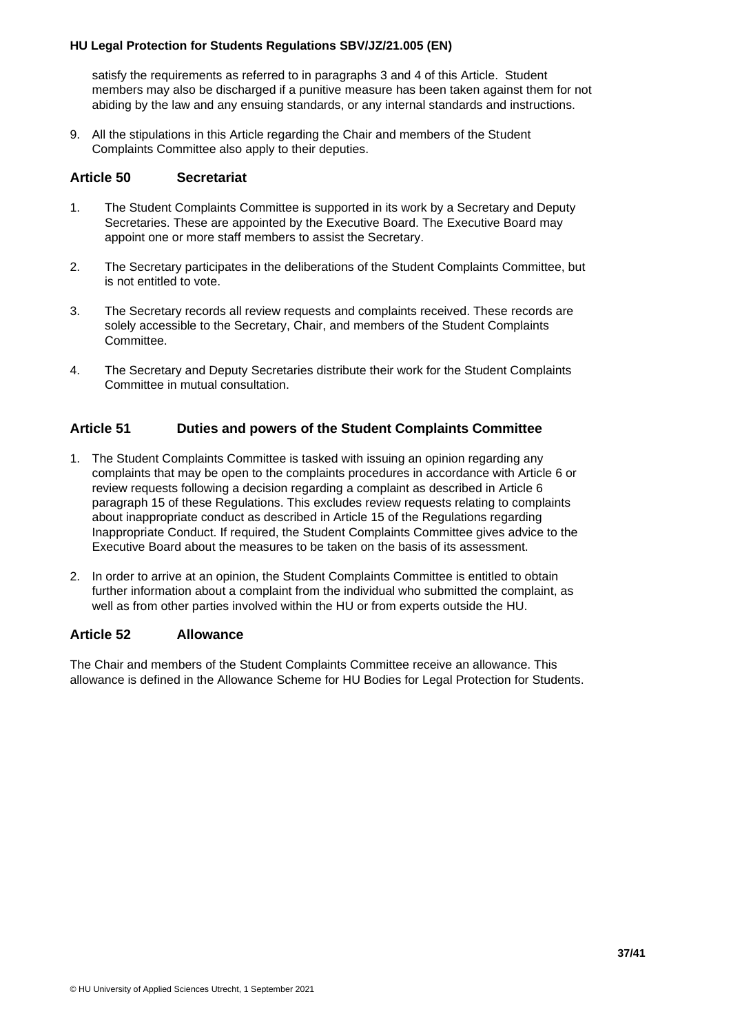satisfy the requirements as referred to in paragraphs 3 and 4 of this Article. Student members may also be discharged if a punitive measure has been taken against them for not abiding by the law and any ensuing standards, or any internal standards and instructions.

9. All the stipulations in this Article regarding the Chair and members of the Student Complaints Committee also apply to their deputies.

### Article 50 Secretariat

1. The Student Complaints Committee is supported in its work by a Secretary and Deputy Secretaries. These are appointed by the Executive Board. The Executive Board may appoint one or more staff members to assist the Secretary.

2. The Secretary participates in the deliberations of the Student Complaints Committee, but is not entitled to vote.

3. The Secretary records all review requests and complaints received. These records are solely accessible to the Secretary, Chair, and members of the Student Complaints Committee.

4. The Secretary and Deputy Secretaries distribute their work for the Student Complaints Committee in mutual consultation.

### Article 51 Duties and powers of the Student Complaints Committee

1. The Student Complaints Committee is tasked with issuing an opinion regarding any complaints that may be open to the complaints procedures in accordance with Article 6 or review requests following a decision regarding a complaint as described in Article 6 paragraph 15 of these Regulations. This excludes review requests relating to complaints about inappropriate conduct as described in Article 15 of the Regulations regarding Inappropriate Conduct. If required, the Student Complaints Committee gives advice to the Executive Board about the measures to be taken on the basis of its assessment.

2. In order to arrive at an opinion, the Student Complaints Committee is entitled to obtain further information about a complaint from the individual who submitted the complaint, as well as from other parties involved within the HU or from experts outside the HU.

### Article 52 Allowance

The Chair and members of the Student Complaints Committee receive an allowance. This allowance is defined in the Allowance Scheme for HU Bodies for Legal Protection for Students.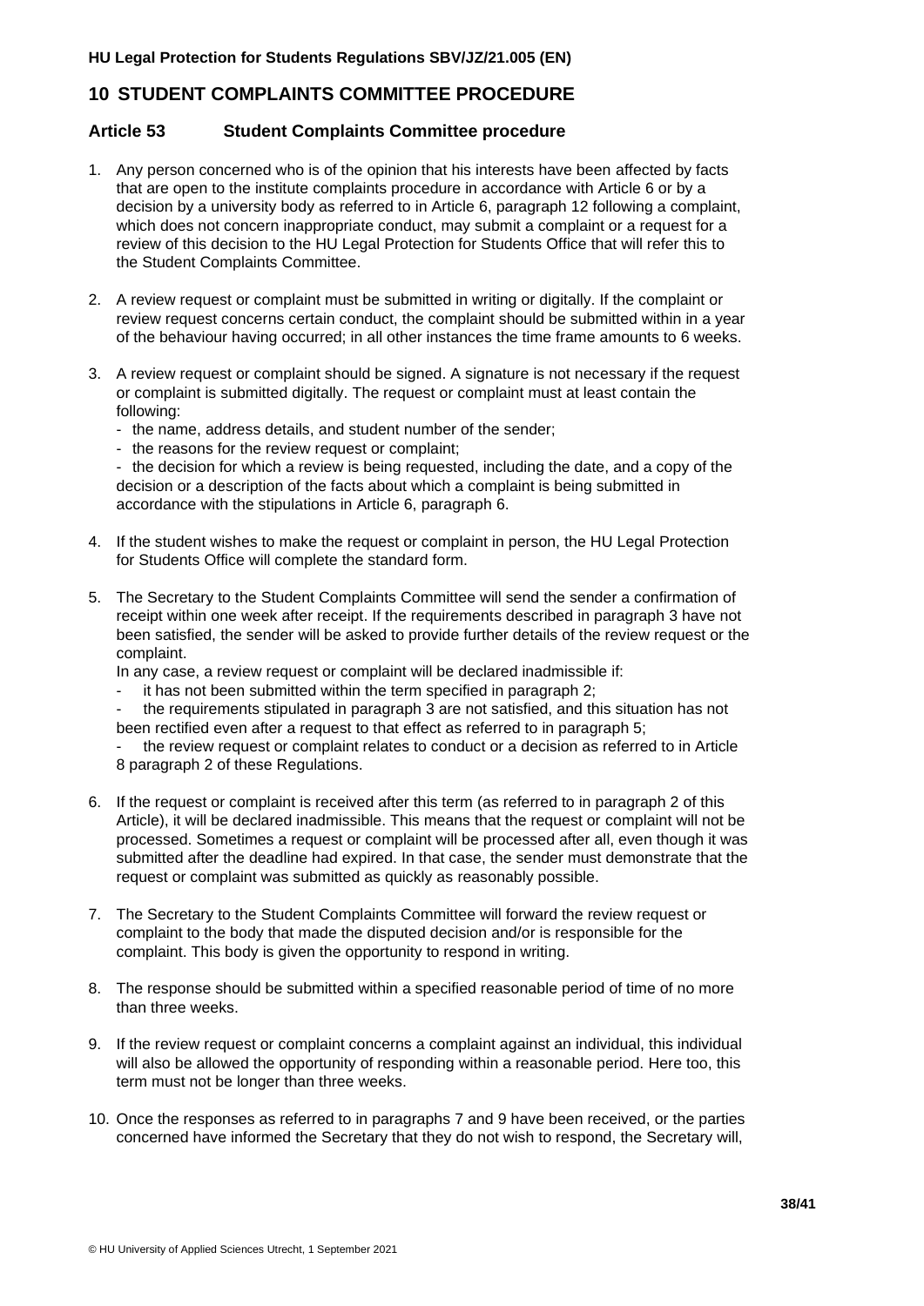# 10 STUDENT COMPLAINTS COMMITTEE PROCEDURE

## Article 53 Student Complaints Committee procedure

1. Any person concerned who is of the opinion that his interests have been affected by facts that are open to the institute complaints procedure in accordance with Article 6 or by a decision by a university body as referred to in Article 6, paragraph 12 following a complaint, which does not concern inappropriate conduct, may submit a complaint or a request for a review of this decision to the HU Legal Protection for Students Office that will refer this to the Student Complaints Committee.

2. A review request or complaint must be submitted in writing or digitally. If the complaint or review request concerns certain conduct, the complaint should be submitted within in a year of the behaviour having occurred; in all other instances the time frame amounts to 6 weeks.

3. A review request or complaint should be signed. A signature is not necessary if the request or complaint is submitted digitally. The request or complaint must at least contain the following:
   - the name, address details, and student number of the sender;
   - the reasons for the review request or complaint;
   - the decision for which a review is being requested, including the date, and a copy of the decision or a description of the facts about which a complaint is being submitted in accordance with the stipulations in Article 6, paragraph 6.

4. If the student wishes to make the request or complaint in person, the HU Legal Protection for Students Office will complete the standard form.

5. The Secretary to the Student Complaints Committee will send the sender a confirmation of receipt within one week after receipt. If the requirements described in paragraph 3 have not been satisfied, the sender will be asked to provide further details of the review request or the complaint.
   In any case, a review request or complaint will be declared inadmissible if:
   - it has not been submitted within the term specified in paragraph 2;
   - the requirements stipulated in paragraph 3 are not satisfied, and this situation has not been rectified even after a request to that effect as referred to in paragraph 5;
   - the review request or complaint relates to conduct or a decision as referred to in Article 8 paragraph 2 of these Regulations.

6. If the request or complaint is received after this term (as referred to in paragraph 2 of this Article), it will be declared inadmissible. This means that the request or complaint will not be processed. Sometimes a request or complaint will be processed after all, even though it was submitted after the deadline had expired. In that case, the sender must demonstrate that the request or complaint was submitted as quickly as reasonably possible.

7. The Secretary to the Student Complaints Committee will forward the review request or complaint to the body that made the disputed decision and/or is responsible for the complaint. This body is given the opportunity to respond in writing.

8. The response should be submitted within a specified reasonable period of time of no more than three weeks.

9. If the review request or complaint concerns a complaint against an individual, this individual will also be allowed the opportunity of responding within a reasonable period. Here too, this term must not be longer than three weeks.

10. Once the responses as referred to in paragraphs 7 and 9 have been received, or the parties concerned have informed the Secretary that they do not wish to respond, the Secretary will,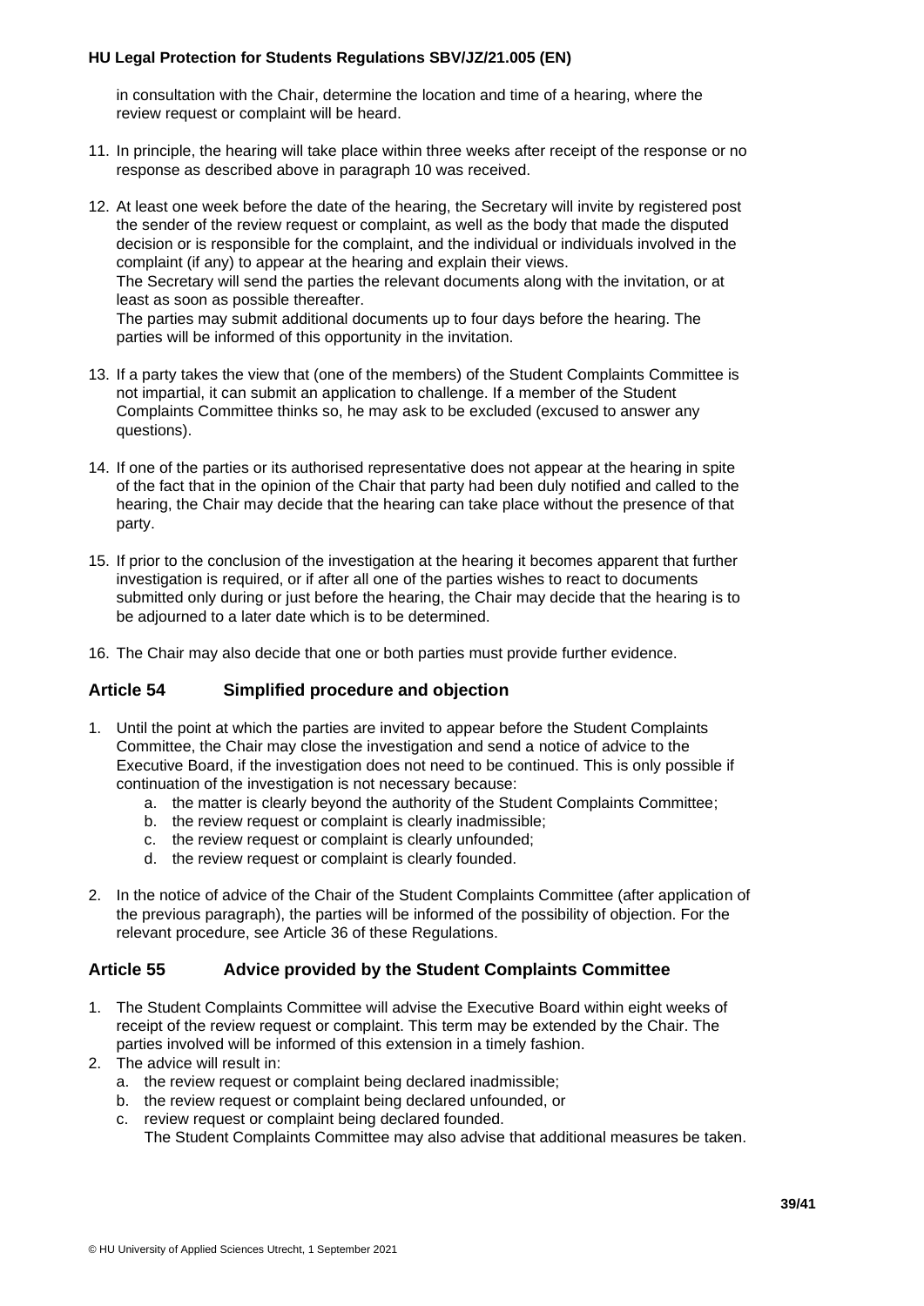in consultation with the Chair, determine the location and time of a hearing, where the review request or complaint will be heard.

11. In principle, the hearing will take place within three weeks after receipt of the response or no response as described above in paragraph 10 was received.

12. At least one week before the date of the hearing, the Secretary will invite by registered post the sender of the review request or complaint, as well as the body that made the disputed decision or is responsible for the complaint, and the individual or individuals involved in the complaint (if any) to appear at the hearing and explain their views.
The Secretary will send the parties the relevant documents along with the invitation, or at least as soon as possible thereafter.
The parties may submit additional documents up to four days before the hearing. The parties will be informed of this opportunity in the invitation.

13. If a party takes the view that (one of the members) of the Student Complaints Committee is not impartial, it can submit an application to challenge. If a member of the Student Complaints Committee thinks so, he may ask to be excluded (excused to answer any questions).

14. If one of the parties or its authorised representative does not appear at the hearing in spite of the fact that in the opinion of the Chair that party had been duly notified and called to the hearing, the Chair may decide that the hearing can take place without the presence of that party.

15. If prior to the conclusion of the investigation at the hearing it becomes apparent that further investigation is required, or if after all one of the parties wishes to react to documents submitted only during or just before the hearing, the Chair may decide that the hearing is to be adjourned to a later date which is to be determined.

16. The Chair may also decide that one or both parties must provide further evidence.

## Article 54 Simplified procedure and objection

1. Until the point at which the parties are invited to appear before the Student Complaints Committee, the Chair may close the investigation and send a notice of advice to the Executive Board, if the investigation does not need to be continued. This is only possible if continuation of the investigation is not necessary because:
    a. the matter is clearly beyond the authority of the Student Complaints Committee;
    b. the review request or complaint is clearly inadmissible;
    c. the review request or complaint is clearly unfounded;
    d. the review request or complaint is clearly founded.

2. In the notice of advice of the Chair of the Student Complaints Committee (after application of the previous paragraph), the parties will be informed of the possibility of objection. For the relevant procedure, see Article 36 of these Regulations.

## Article 55 Advice provided by the Student Complaints Committee

1. The Student Complaints Committee will advise the Executive Board within eight weeks of receipt of the review request or complaint. This term may be extended by the Chair. The parties involved will be informed of this extension in a timely fashion.
2. The advice will result in:
    a. the review request or complaint being declared inadmissible;
    b. the review request or complaint being declared unfounded, or
    c. review request or complaint being declared founded.
    
    The Student Complaints Committee may also advise that additional measures be taken.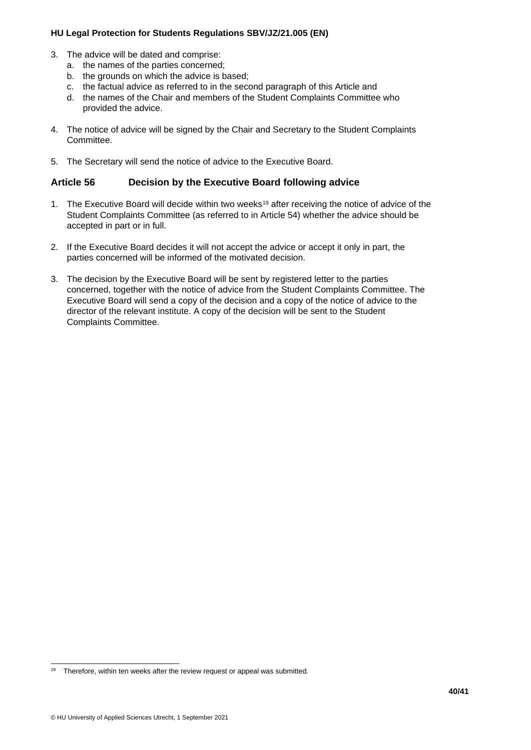3. The advice will be dated and comprise:
   a. the names of the parties concerned;
   b. the grounds on which the advice is based;
   c. the factual advice as referred to in the second paragraph of this Article and
   d. the names of the Chair and members of the Student Complaints Committee who provided the advice.

4. The notice of advice will be signed by the Chair and Secretary to the Student Complaints Committee.

5. The Secretary will send the notice of advice to the Executive Board.

## Article 56 Decision by the Executive Board following advice

1. The Executive Board will decide within two weeks[19] after receiving the notice of advice of the Student Complaints Committee (as referred to in Article 54) whether the advice should be accepted in part or in full.

2. If the Executive Board decides it will not accept the advice or accept it only in part, the parties concerned will be informed of the motivated decision.

3. The decision by the Executive Board will be sent by registered letter to the parties concerned, together with the notice of advice from the Student Complaints Committee. The Executive Board will send a copy of the decision and a copy of the notice of advice to the director of the relevant institute. A copy of the decision will be sent to the Student Complaints Committee.

---

[19] Therefore, within ten weeks after the review request or appeal was submitted.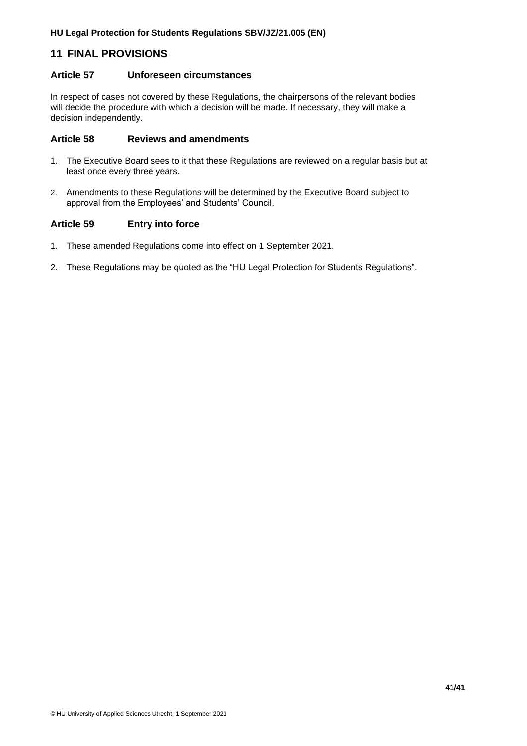# 11 FINAL PROVISIONS

## Article 57 Unforeseen circumstances

In respect of cases not covered by these Regulations, the chairpersons of the relevant bodies will decide the procedure with which a decision will be made. If necessary, they will make a decision independently.

## Article 58 Reviews and amendments

1. The Executive Board sees to it that these Regulations are reviewed on a regular basis but at least once every three years.
2. Amendments to these Regulations will be determined by the Executive Board subject to approval from the Employees' and Students' Council.

## Article 59 Entry into force

1. These amended Regulations come into effect on 1 September 2021.
2. These Regulations may be quoted as the "HU Legal Protection for Students Regulations".